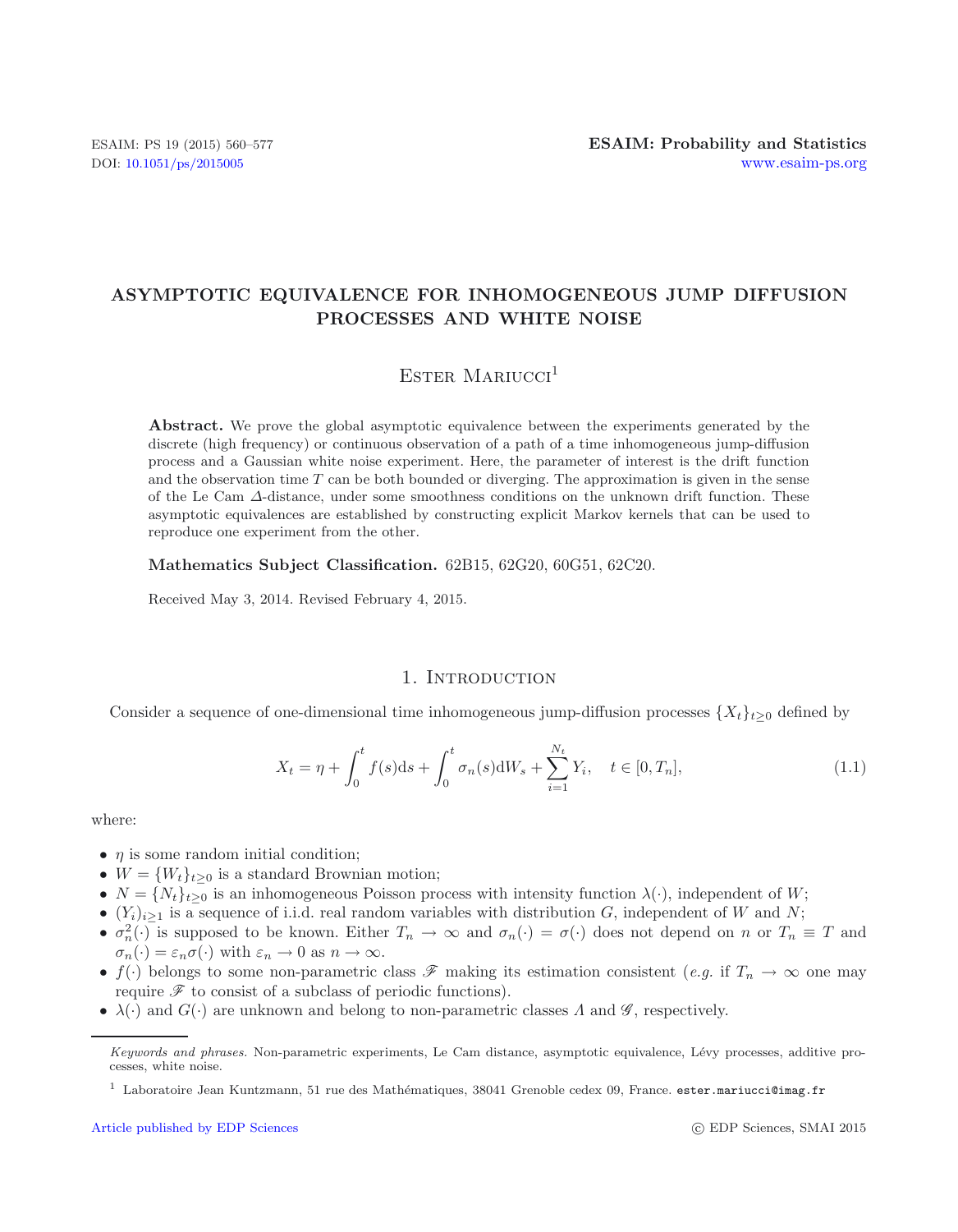# ASYMPTOTIC EQUIVALENCE FOR INHOMOGENEOUS JUMP DIFFUSION PROCESSES AND WHITE NOISE

Ester Mariucci[1]

**Abstract.** We prove the global asymptotic equivalence between the experiments generated by the discrete (high frequency) or continuous observation of a path of a time inhomogeneous jump-diffusion process and a Gaussian white noise experiment. Here, the parameter of interest is the drift function and the observation time $T$ can be both bounded or diverging. The approximation is given in the sense of the Le Cam $\Delta$-distance, under some smoothness conditions on the unknown drift function. These asymptotic equivalences are established by constructing explicit Markov kernels that can be used to reproduce one experiment from the other.

**Mathematics Subject Classification.** 62B15, 62G20, 60G51, 62C20.

Received May 3, 2014. Revised February 4, 2015.

## 1. Introduction

Consider a sequence of one-dimensional time inhomogeneous jump-diffusion processes $\{X_t\}_{t\geq 0}$ defined by

$$X_t = \eta + \int_0^t f(s)\mathrm{d}s + \int_0^t \sigma_n(s)\mathrm{d}W_s + \sum_{i=1}^{N_t} Y_i, \quad t \in [0, T_n], \tag{1.1}$$

where:

- $\eta$ is some random initial condition;
- $W = \{W_t\}_{t\geq 0}$ is a standard Brownian motion;
- $N = \{N_t\}_{t\geq 0}$ is an inhomogeneous Poisson process with intensity function $\lambda(\cdot)$, independent of $W$;
- $(Y_i)_{i\geq 1}$ is a sequence of i.i.d. real random variables with distribution $G$, independent of $W$ and $N$;
- $\sigma_n^2(\cdot)$ is supposed to be known. Either $T_n \to \infty$ and $\sigma_n(\cdot) = \sigma(\cdot)$ does not depend on $n$ or $T_n \equiv T$ and $\sigma_n(\cdot) = \varepsilon_n \sigma(\cdot)$ with $\varepsilon_n \to 0$ as $n \to \infty$.
- $f(\cdot)$ belongs to some non-parametric class $\mathscr{F}$ making its estimation consistent (*e.g.* if $T_n \to \infty$ one may require $\mathscr{F}$ to consist of a subclass of periodic functions).
- $\lambda(\cdot)$ and $G(\cdot)$ are unknown and belong to non-parametric classes $\Lambda$ and $\mathscr{G}$, respectively.

*Keywords and phrases.* Non-parametric experiments, Le Cam distance, asymptotic equivalence, Lévy processes, additive processes, white noise.

[1] Laboratoire Jean Kuntzmann, 51 rue des Mathématiques, 38041 Grenoble cedex 09, France. ester.mariucci@imag.fr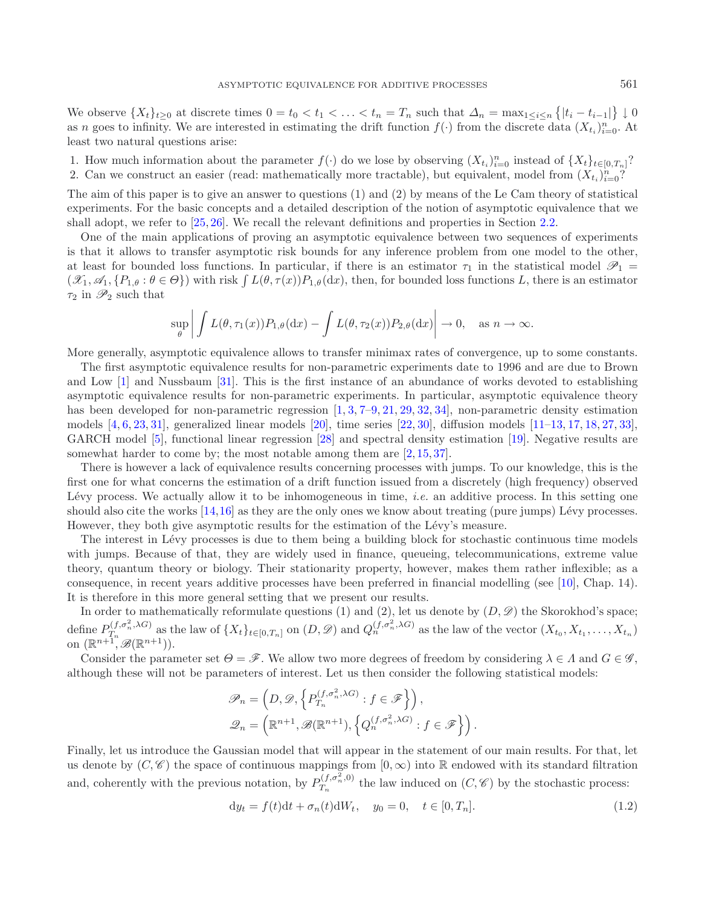We observe $\{X_t\}_{t\geq 0}$ at discrete times $0 = t_0 < t_1 < \ldots < t_n = T_n$ such that $\Delta_n = \max_{1\leq i\leq n}\{|t_i - t_{i-1}|\} \downarrow 0$ as $n$ goes to infinity. We are interested in estimating the drift function $f(\cdot)$ from the discrete data $(X_{t_i})_{i=0}^n$. At least two natural questions arise:

1. How much information about the parameter $f(\cdot)$ do we lose by observing $(X_{t_i})_{i=0}^n$ instead of $\{X_t\}_{t\in[0,T_n]}$?
2. Can we construct an easier (read: mathematically more tractable), but equivalent, model from $(X_{t_i})_{i=0}^n$?

The aim of this paper is to give an answer to questions (1) and (2) by means of the Le Cam theory of statistical experiments. For the basic concepts and a detailed description of the notion of asymptotic equivalence that we shall adopt, we refer to [25, 26]. We recall the relevant definitions and properties in Section 2.2.

One of the main applications of proving an asymptotic equivalence between two sequences of experiments is that it allows to transfer asymptotic risk bounds for any inference problem from one model to the other, at least for bounded loss functions. In particular, if there is an estimator $\tau_1$ in the statistical model $\mathscr{P}_1 = (\mathscr{X}_1, \mathscr{A}_1, \{P_{1,\theta} : \theta \in \Theta\})$ with risk $\int L(\theta, \tau(x))P_{1,\theta}(\mathrm{d}x)$, then, for bounded loss functions $L$, there is an estimator $\tau_2$ in $\mathscr{P}_2$ such that

$$\sup_{\theta}\left|\int L(\theta,\tau_1(x))P_{1,\theta}(\mathrm{d}x) - \int L(\theta,\tau_2(x))P_{2,\theta}(\mathrm{d}x)\right| \to 0, \quad \text{as } n\to\infty.$$

More generally, asymptotic equivalence allows to transfer minimax rates of convergence, up to some constants.

The first asymptotic equivalence results for non-parametric experiments date to 1996 and are due to Brown and Low [1] and Nussbaum [31]. This is the first instance of an abundance of works devoted to establishing asymptotic equivalence results for non-parametric experiments. In particular, asymptotic equivalence theory has been developed for non-parametric regression [1, 3, 7–9, 21, 29, 32, 34], non-parametric density estimation models [4, 6, 23, 31], generalized linear models [20], time series [22, 30], diffusion models [11–13, 17, 18, 27, 33], GARCH model [5], functional linear regression [28] and spectral density estimation [19]. Negative results are somewhat harder to come by; the most notable among them are [2, 15, 37].

There is however a lack of equivalence results concerning processes with jumps. To our knowledge, this is the first one for what concerns the estimation of a drift function issued from a discretely (high frequency) observed Lévy process. We actually allow it to be inhomogeneous in time, *i.e.* an additive process. In this setting one should also cite the works [14, 16] as they are the only ones we know about treating (pure jumps) Lévy processes. However, they both give asymptotic results for the estimation of the Lévy's measure.

The interest in Lévy processes is due to them being a building block for stochastic continuous time models with jumps. Because of that, they are widely used in finance, queueing, telecommunications, extreme value theory, quantum theory or biology. Their stationarity property, however, makes them rather inflexible; as a consequence, in recent years additive processes have been preferred in financial modelling (see [10], Chap. 14). It is therefore in this more general setting that we present our results.

In order to mathematically reformulate questions (1) and (2), let us denote by $(D, \mathscr{D})$ the Skorokhod's space; define $P_{T_n}^{(f,\sigma_n^2,\lambda G)}$ as the law of $\{X_t\}_{t\in[0,T_n]}$ on $(D,\mathscr{D})$ and $Q_n^{(f,\sigma_n^2,\lambda G)}$ as the law of the vector $(X_{t_0}, X_{t_1}, \ldots, X_{t_n})$ on $(\mathbb{R}^{n+1}, \mathscr{B}(\mathbb{R}^{n+1}))$.

Consider the parameter set $\Theta = \mathscr{F}$. We allow two more degrees of freedom by considering $\lambda \in \Lambda$ and $G \in \mathscr{G}$, although these will not be parameters of interest. Let us then consider the following statistical models:

$$\mathscr{P}_n = \left(D, \mathscr{D}, \left\{P_{T_n}^{(f,\sigma_n^2,\lambda G)} : f \in \mathscr{F}\right\}\right),$$
$$\mathscr{Q}_n = \left(\mathbb{R}^{n+1}, \mathscr{B}(\mathbb{R}^{n+1}), \left\{Q_n^{(f,\sigma_n^2,\lambda G)} : f \in \mathscr{F}\right\}\right).$$

Finally, let us introduce the Gaussian model that will appear in the statement of our main results. For that, let us denote by $(C, \mathscr{C})$ the space of continuous mappings from $[0,\infty)$ into $\mathbb{R}$ endowed with its standard filtration and, coherently with the previous notation, by $P_{T_n}^{(f,\sigma_n^2,0)}$ the law induced on $(C,\mathscr{C})$ by the stochastic process:

$$\mathrm{d}y_t = f(t)\mathrm{d}t + \sigma_n(t)\mathrm{d}W_t, \quad y_0 = 0, \quad t\in[0,T_n]. \tag{1.2}$$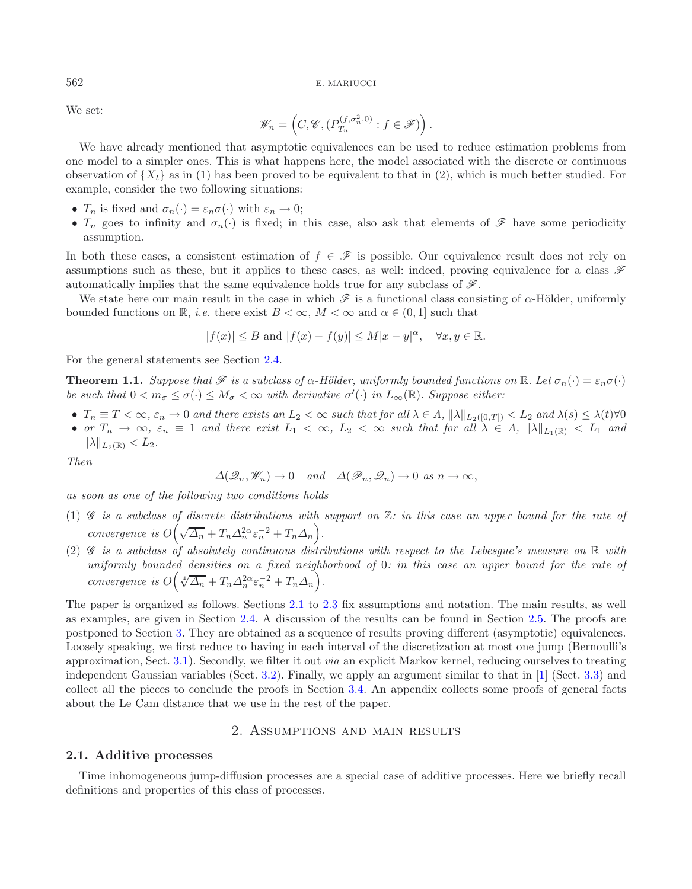We set:

$$\mathscr{W}_n = \left(C, \mathscr{C}, (P_{T_n}^{(f,\sigma_n^2,0)} : f \in \mathscr{F})\right).$$

We have already mentioned that asymptotic equivalences can be used to reduce estimation problems from one model to a simpler ones. This is what happens here, the model associated with the discrete or continuous observation of $\{X_t\}$ as in (1) has been proved to be equivalent to that in (2), which is much better studied. For example, consider the two following situations:

- $T_n$ is fixed and $\sigma_n(\cdot) = \varepsilon_n \sigma(\cdot)$ with $\varepsilon_n \to 0$;
- $T_n$ goes to infinity and $\sigma_n(\cdot)$ is fixed; in this case, also ask that elements of $\mathscr{F}$ have some periodicity assumption.

In both these cases, a consistent estimation of $f \in \mathscr{F}$ is possible. Our equivalence result does not rely on assumptions such as these, but it applies to these cases, as well: indeed, proving equivalence for a class $\mathscr{F}$ automatically implies that the same equivalence holds true for any subclass of $\mathscr{F}$.

We state here our main result in the case in which $\mathscr{F}$ is a functional class consisting of $\alpha$-Hölder, uniformly bounded functions on $\mathbb{R}$, *i.e.* there exist $B < \infty$, $M < \infty$ and $\alpha \in (0,1]$ such that

$$|f(x)| \leq B \text{ and } |f(x) - f(y)| \leq M|x-y|^\alpha, \quad \forall x, y \in \mathbb{R}.$$

For the general statements see Section 2.4.

**Theorem 1.1.** *Suppose that $\mathscr{F}$ is a subclass of $\alpha$-Hölder, uniformly bounded functions on $\mathbb{R}$. Let $\sigma_n(\cdot) = \varepsilon_n \sigma(\cdot)$ be such that $0 < m_\sigma \leq \sigma(\cdot) \leq M_\sigma < \infty$ with derivative $\sigma'(\cdot)$ in $L_\infty(\mathbb{R})$. Suppose either:*

- *$T_n \equiv T < \infty$, $\varepsilon_n \to 0$ and there exists an $L_2 < \infty$ such that for all $\lambda \in \Lambda$, $\|\lambda\|_{L_2([0,T])} < L_2$ and $\lambda(s) \leq \lambda(t) \forall 0$*
- *or $T_n \to \infty$, $\varepsilon_n \equiv 1$ and there exist $L_1 < \infty$, $L_2 < \infty$ such that for all $\lambda \in \Lambda$, $\|\lambda\|_{L_1(\mathbb{R})} < L_1$ and $\|\lambda\|_{L_2(\mathbb{R})} < L_2$.*

*Then*

$$\Delta(\mathscr{Q}_n, \mathscr{W}_n) \to 0 \quad \text{and} \quad \Delta(\mathscr{P}_n, \mathscr{Q}_n) \to 0 \text{ as } n \to \infty,$$

*as soon as one of the following two conditions holds*

(1) *$\mathscr{G}$ is a subclass of discrete distributions with support on $\mathbb{Z}$: in this case an upper bound for the rate of convergence is $O\Big(\sqrt{\Delta_n} + T_n \Delta_n^{2\alpha} \varepsilon_n^{-2} + T_n \Delta_n\Big)$.*

(2) *$\mathscr{G}$ is a subclass of absolutely continuous distributions with respect to the Lebesgue's measure on $\mathbb{R}$ with uniformly bounded densities on a fixed neighborhood of 0: in this case an upper bound for the rate of convergence is $O\Big(\sqrt[4]{\Delta_n} + T_n \Delta_n^{2\alpha} \varepsilon_n^{-2} + T_n \Delta_n\Big)$.*

The paper is organized as follows. Sections 2.1 to 2.3 fix assumptions and notation. The main results, as well as examples, are given in Section 2.4. A discussion of the results can be found in Section 2.5. The proofs are postponed to Section 3. They are obtained as a sequence of results proving different (asymptotic) equivalences. Loosely speaking, we first reduce to having in each interval of the discretization at most one jump (Bernoulli's approximation, Sect. 3.1). Secondly, we filter it out *via* an explicit Markov kernel, reducing ourselves to treating independent Gaussian variables (Sect. 3.2). Finally, we apply an argument similar to that in [1] (Sect. 3.3) and collect all the pieces to conclude the proofs in Section 3.4. An appendix collects some proofs of general facts about the Le Cam distance that we use in the rest of the paper.

## 2. Assumptions and main results

### 2.1. Additive processes

Time inhomogeneous jump-diffusion processes are a special case of additive processes. Here we briefly recall definitions and properties of this class of processes.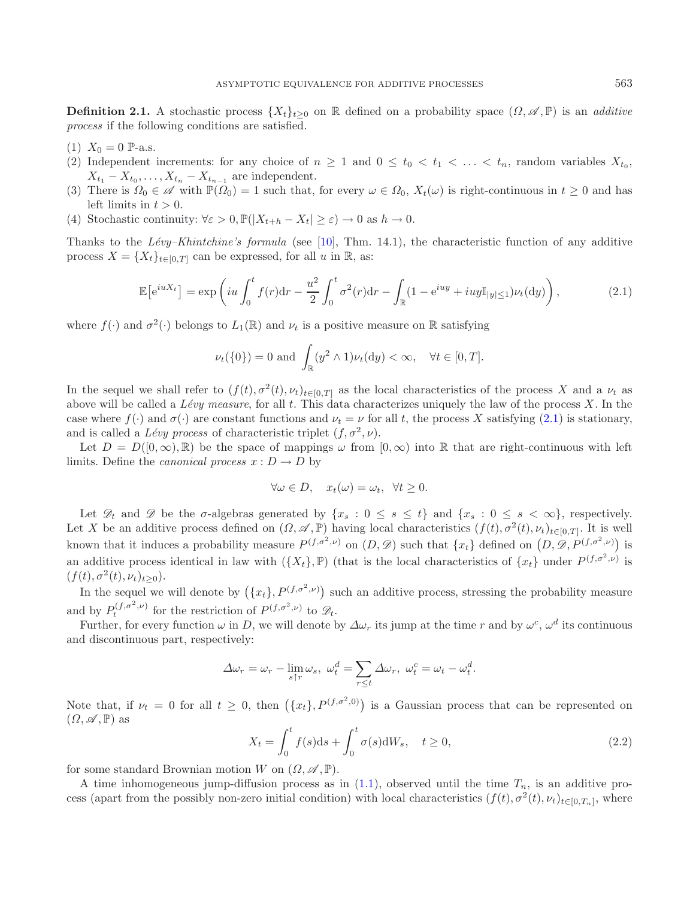**Definition 2.1.** A stochastic process $\{X_t\}_{t\geq 0}$ on $\mathbb{R}$ defined on a probability space $(\Omega, \mathscr{A}, \mathbb{P})$ is an *additive process* if the following conditions are satisfied.

(1) $X_0 = 0$ $\mathbb{P}$-a.s.
(2) Independent increments: for any choice of $n \geq 1$ and $0 \leq t_0 < t_1 < \ldots < t_n$, random variables $X_{t_0}$, $X_{t_1} - X_{t_0}, \ldots, X_{t_n} - X_{t_{n-1}}$ are independent.
(3) There is $\Omega_0 \in \mathscr{A}$ with $\mathbb{P}(\Omega_0) = 1$ such that, for every $\omega \in \Omega_0$, $X_t(\omega)$ is right-continuous in $t \geq 0$ and has left limits in $t > 0$.
(4) Stochastic continuity: $\forall \varepsilon > 0, \mathbb{P}(|X_{t+h} - X_t| \geq \varepsilon) \to 0$ as $h \to 0$.

Thanks to the *Lévy–Khintchine's formula* (see [10], Thm. 14.1), the characteristic function of any additive process $X = \{X_t\}_{t\in[0,T]}$ can be expressed, for all $u$ in $\mathbb{R}$, as:

$$\mathbb{E}\big[\mathrm{e}^{iuX_t}\big] = \exp\left(iu\int_0^t f(r)\mathrm{d}r - \frac{u^2}{2}\int_0^t \sigma^2(r)\mathrm{d}r - \int_{\mathbb{R}}(1 - \mathrm{e}^{iuy} + iuy\mathbb{I}_{|y|\leq 1})\nu_t(\mathrm{d}y)\right), \tag{2.1}$$

where $f(\cdot)$ and $\sigma^2(\cdot)$ belongs to $L_1(\mathbb{R})$ and $\nu_t$ is a positive measure on $\mathbb{R}$ satisfying

$$\nu_t(\{0\}) = 0 \text{ and } \int_{\mathbb{R}}(y^2 \wedge 1)\nu_t(\mathrm{d}y) < \infty, \quad \forall t \in [0,T].$$

In the sequel we shall refer to $(f(t), \sigma^2(t), \nu_t)_{t\in[0,T]}$ as the local characteristics of the process $X$ and a $\nu_t$ as above will be called a *Lévy measure*, for all $t$. This data characterizes uniquely the law of the process $X$. In the case where $f(\cdot)$ and $\sigma(\cdot)$ are constant functions and $\nu_t = \nu$ for all $t$, the process $X$ satisfying (2.1) is stationary, and is called a *Lévy process* of characteristic triplet $(f, \sigma^2, \nu)$.

Let $D = D([0,\infty), \mathbb{R})$ be the space of mappings $\omega$ from $[0,\infty)$ into $\mathbb{R}$ that are right-continuous with left limits. Define the *canonical process* $x : D \to D$ by

$$\forall \omega \in D, \quad x_t(\omega) = \omega_t, \ \ \forall t \geq 0.$$

Let $\mathscr{D}_t$ and $\mathscr{D}$ be the $\sigma$-algebras generated by $\{x_s : 0 \leq s \leq t\}$ and $\{x_s : 0 \leq s < \infty\}$, respectively. Let $X$ be an additive process defined on $(\Omega, \mathscr{A}, \mathbb{P})$ having local characteristics $(f(t), \sigma^2(t), \nu_t)_{t\in[0,T]}$. It is well known that it induces a probability measure $P^{(f,\sigma^2,\nu)}$ on $(D, \mathscr{D})$ such that $\{x_t\}$ defined on $\big(D, \mathscr{D}, P^{(f,\sigma^2,\nu)}\big)$ is an additive process identical in law with $(\{X_t\}, \mathbb{P})$ (that is the local characteristics of $\{x_t\}$ under $P^{(f,\sigma^2,\nu)}$ is $(f(t), \sigma^2(t), \nu_t)_{t\geq 0}$).

In the sequel we will denote by $\big(\{x_t\}, P^{(f,\sigma^2,\nu)}\big)$ such an additive process, stressing the probability measure and by $P_t^{(f,\sigma^2,\nu)}$ for the restriction of $P^{(f,\sigma^2,\nu)}$ to $\mathscr{D}_t$.

Further, for every function $\omega$ in $D$, we will denote by $\Delta\omega_r$ its jump at the time $r$ and by $\omega^c$, $\omega^d$ its continuous and discontinuous part, respectively:

$$\Delta\omega_r = \omega_r - \lim_{s\uparrow r}\omega_s, \ \omega_t^d = \sum_{r\leq t}\Delta\omega_r, \ \omega_t^c = \omega_t - \omega_t^d.$$

Note that, if $\nu_t = 0$ for all $t \geq 0$, then $\big(\{x_t\}, P^{(f,\sigma^2,0)}\big)$ is a Gaussian process that can be represented on $(\Omega, \mathscr{A}, \mathbb{P})$ as

$$X_t = \int_0^t f(s)\mathrm{d}s + \int_0^t \sigma(s)\mathrm{d}W_s, \quad t \geq 0, \tag{2.2}$$

for some standard Brownian motion $W$ on $(\Omega, \mathscr{A}, \mathbb{P})$.

A time inhomogeneous jump-diffusion process as in (1.1), observed until the time $T_n$, is an additive process (apart from the possibly non-zero initial condition) with local characteristics $(f(t), \sigma^2(t), \nu_t)_{t\in[0,T_n]}$, where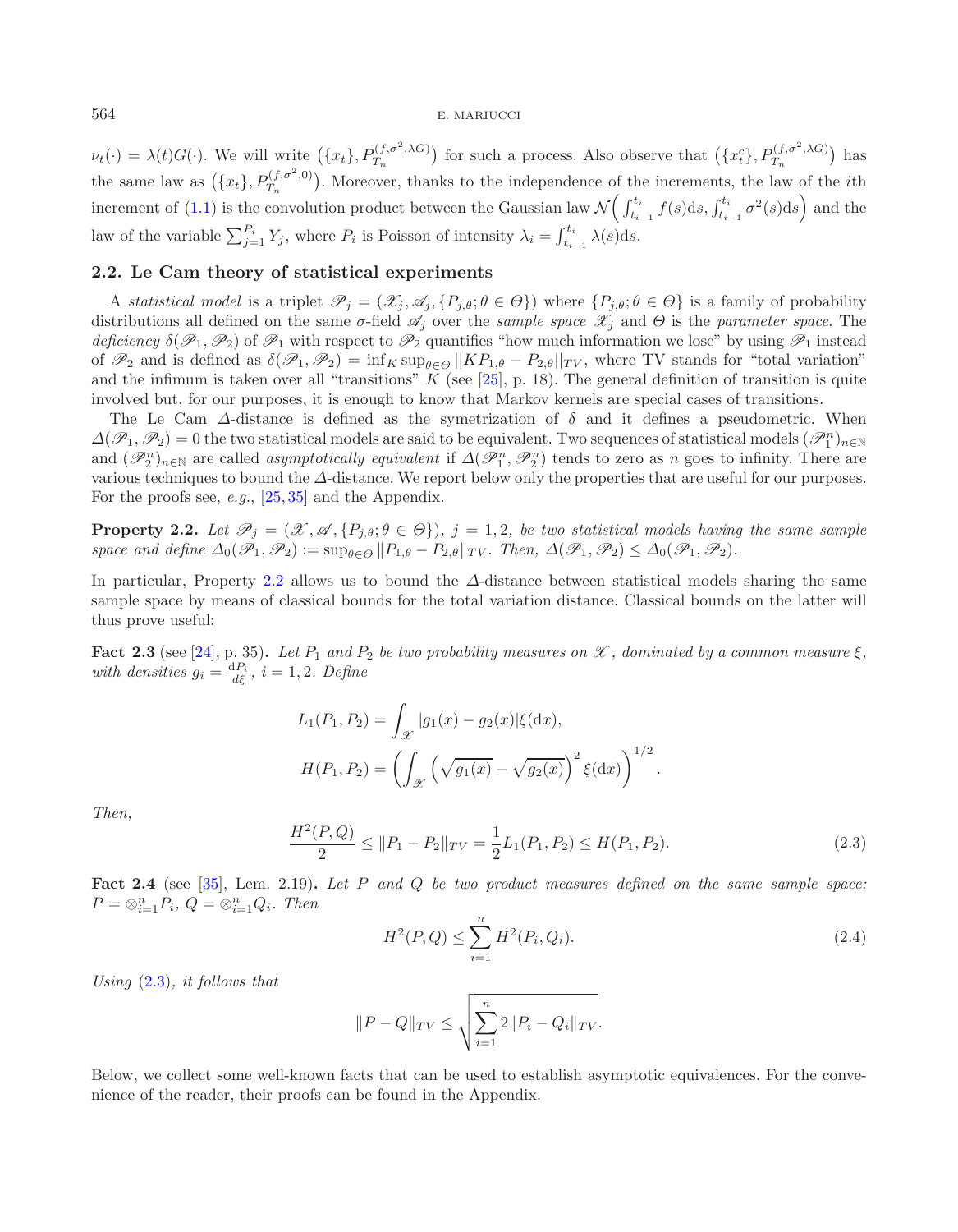$\nu_t(\cdot) = \lambda(t)G(\cdot)$. We will write $\big(\{x_t\}, P_{T_n}^{(f,\sigma^2,\lambda G)}\big)$ for such a process. Also observe that $\big(\{x_t^c\}, P_{T_n}^{(f,\sigma^2,\lambda G)}\big)$ has the same law as $\big(\{x_t\}, P_{T_n}^{(f,\sigma^2,0)}\big)$. Moreover, thanks to the independence of the increments, the law of the $i$th increment of (1.1) is the convolution product between the Gaussian law $\mathcal{N}\Big(\int_{t_{i-1}}^{t_i} f(s)\mathrm{d}s, \int_{t_{i-1}}^{t_i} \sigma^2(s)\mathrm{d}s\Big)$ and the law of the variable $\sum_{j=1}^{P_i} Y_j$, where $P_i$ is Poisson of intensity $\lambda_i = \int_{t_{i-1}}^{t_i} \lambda(s)\mathrm{d}s$.

## 2.2. Le Cam theory of statistical experiments

A *statistical model* is a triplet $\mathscr{P}_j = (\mathscr{X}_j, \mathscr{A}_j, \{P_{j,\theta}; \theta \in \Theta\})$ where $\{P_{j,\theta}; \theta \in \Theta\}$ is a family of probability distributions all defined on the same $\sigma$-field $\mathscr{A}_j$ over the *sample space* $\mathscr{X}_j$ and $\Theta$ is the *parameter space*. The *deficiency* $\delta(\mathscr{P}_1, \mathscr{P}_2)$ of $\mathscr{P}_1$ with respect to $\mathscr{P}_2$ quantifies "how much information we lose" by using $\mathscr{P}_1$ instead of $\mathscr{P}_2$ and is defined as $\delta(\mathscr{P}_1, \mathscr{P}_2) = \inf_K \sup_{\theta\in\Theta} ||KP_{1,\theta} - P_{2,\theta}||_{TV}$, where TV stands for "total variation" and the infimum is taken over all "transitions" $K$ (see [25], p. 18). The general definition of transition is quite involved but, for our purposes, it is enough to know that Markov kernels are special cases of transitions.

The Le Cam $\Delta$-distance is defined as the symetrization of $\delta$ and it defines a pseudometric. When $\Delta(\mathscr{P}_1, \mathscr{P}_2) = 0$ the two statistical models are said to be equivalent. Two sequences of statistical models $(\mathscr{P}_1^n)_{n\in\mathbb{N}}$ and $(\mathscr{P}_2^n)_{n\in\mathbb{N}}$ are called *asymptotically equivalent* if $\Delta(\mathscr{P}_1^n, \mathscr{P}_2^n)$ tends to zero as $n$ goes to infinity. There are various techniques to bound the $\Delta$-distance. We report below only the properties that are useful for our purposes. For the proofs see, *e.g.*, [25, 35] and the Appendix.

**Property 2.2.** *Let $\mathscr{P}_j = (\mathscr{X}, \mathscr{A}, \{P_{j,\theta}; \theta \in \Theta\})$, $j = 1, 2$, be two statistical models having the same sample space and define $\Delta_0(\mathscr{P}_1, \mathscr{P}_2) := \sup_{\theta\in\Theta} \|P_{1,\theta} - P_{2,\theta}\|_{TV}$. Then, $\Delta(\mathscr{P}_1, \mathscr{P}_2) \le \Delta_0(\mathscr{P}_1, \mathscr{P}_2)$.*

In particular, Property 2.2 allows us to bound the $\Delta$-distance between statistical models sharing the same sample space by means of classical bounds for the total variation distance. Classical bounds on the latter will thus prove useful:

**Fact 2.3** (see [24], p. 35)**.** *Let $P_1$ and $P_2$ be two probability measures on $\mathscr{X}$, dominated by a common measure $\xi$, with densities $g_i = \frac{\mathrm{d}P_i}{d\xi}$, $i = 1, 2$. Define*

$$L_1(P_1, P_2) = \int_{\mathscr{X}} |g_1(x) - g_2(x)|\xi(\mathrm{d}x),$$
$$H(P_1, P_2) = \left(\int_{\mathscr{X}} \left(\sqrt{g_1(x)} - \sqrt{g_2(x)}\right)^2 \xi(\mathrm{d}x)\right)^{1/2}.$$

*Then,*

$$\frac{H^2(P,Q)}{2} \le \|P_1 - P_2\|_{TV} = \frac{1}{2}L_1(P_1, P_2) \le H(P_1, P_2). \tag{2.3}$$

**Fact 2.4** (see [35], Lem. 2.19)**.** *Let $P$ and $Q$ be two product measures defined on the same sample space: $P = \otimes_{i=1}^n P_i$, $Q = \otimes_{i=1}^n Q_i$. Then*

$$H^2(P,Q) \le \sum_{i=1}^n H^2(P_i, Q_i). \tag{2.4}$$

*Using (2.3), it follows that*

$$\|P - Q\|_{TV} \le \sqrt{\sum_{i=1}^n 2\|P_i - Q_i\|_{TV}}.$$

Below, we collect some well-known facts that can be used to establish asymptotic equivalences. For the convenience of the reader, their proofs can be found in the Appendix.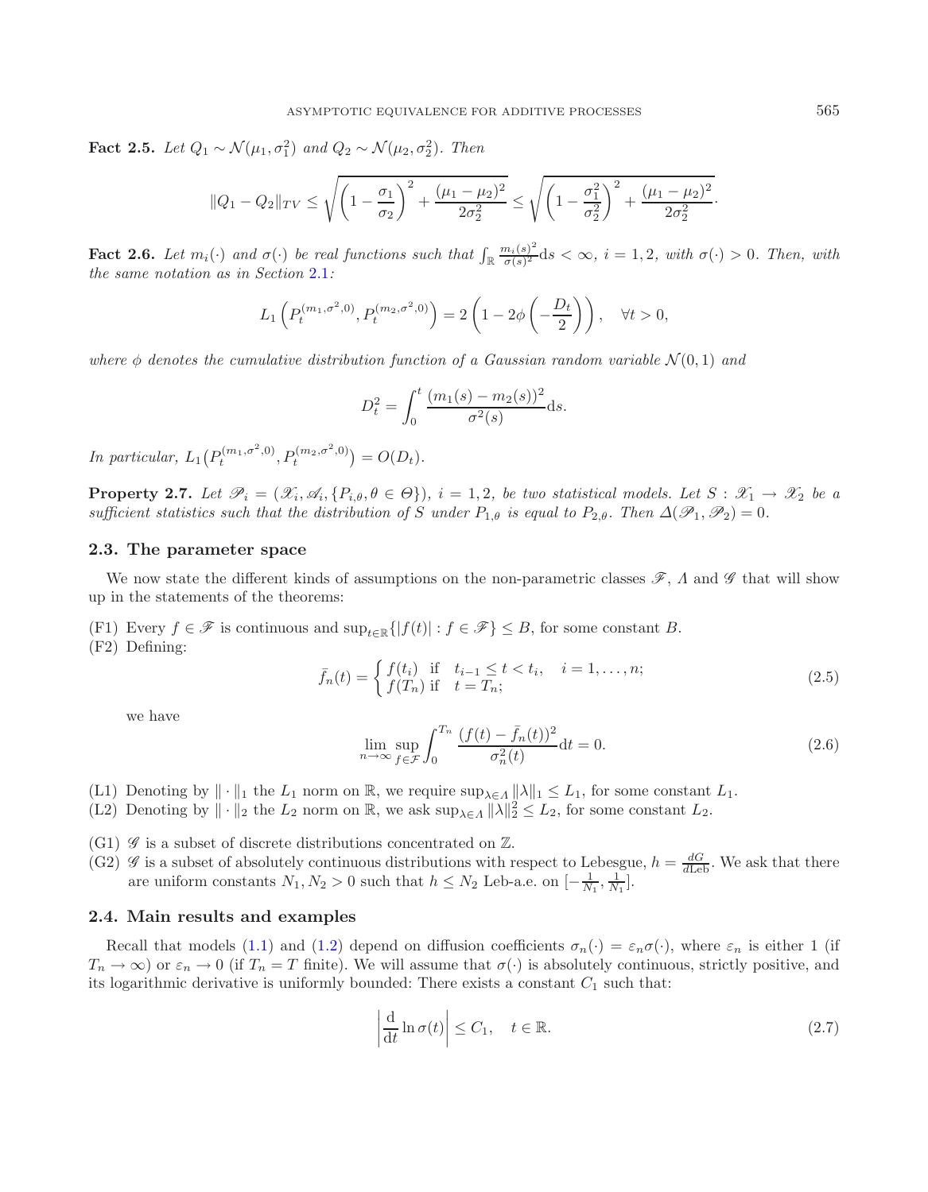**Fact 2.5.** *Let $Q_1 \sim \mathcal{N}(\mu_1, \sigma_1^2)$ and $Q_2 \sim \mathcal{N}(\mu_2, \sigma_2^2)$. Then*

$$\|Q_1 - Q_2\|_{TV} \leq \sqrt{\left(1 - \frac{\sigma_1}{\sigma_2}\right)^2 + \frac{(\mu_1 - \mu_2)^2}{2\sigma_2^2}} \leq \sqrt{\left(1 - \frac{\sigma_1^2}{\sigma_2^2}\right)^2 + \frac{(\mu_1 - \mu_2)^2}{2\sigma_2^2}}.$$

**Fact 2.6.** *Let $m_i(\cdot)$ and $\sigma(\cdot)$ be real functions such that $\int_{\mathbb{R}} \frac{m_i(s)^2}{\sigma(s)^2} \mathrm{d}s < \infty$, $i = 1, 2$, with $\sigma(\cdot) > 0$. Then, with the same notation as in Section 2.1:*

$$L_1\left(P_t^{(m_1, \sigma^2, 0)}, P_t^{(m_2, \sigma^2, 0)}\right) = 2\left(1 - 2\phi\left(-\frac{D_t}{2}\right)\right), \quad \forall t > 0,$$

*where $\phi$ denotes the cumulative distribution function of a Gaussian random variable $\mathcal{N}(0, 1)$ and*

$$D_t^2 = \int_0^t \frac{(m_1(s) - m_2(s))^2}{\sigma^2(s)} \mathrm{d}s.$$

*In particular, $L_1\big(P_t^{(m_1, \sigma^2, 0)}, P_t^{(m_2, \sigma^2, 0)}\big) = O(D_t)$.*

**Property 2.7.** *Let $\mathscr{P}_i = (\mathscr{X}_i, \mathscr{A}_i, \{P_{i,\theta}, \theta \in \Theta\})$, $i = 1, 2$, be two statistical models. Let $S : \mathscr{X}_1 \to \mathscr{X}_2$ be a sufficient statistics such that the distribution of $S$ under $P_{1,\theta}$ is equal to $P_{2,\theta}$. Then $\Delta(\mathscr{P}_1, \mathscr{P}_2) = 0$.*

### 2.3. The parameter space

We now state the different kinds of assumptions on the non-parametric classes $\mathscr{F}$, $\Lambda$ and $\mathscr{G}$ that will show up in the statements of the theorems:

(F1) Every $f \in \mathscr{F}$ is continuous and $\sup_{t \in \mathbb{R}} \{|f(t)| : f \in \mathscr{F}\} \leq B$, for some constant $B$.

(F2) Defining:

$$\bar{f}_n(t) = \begin{cases} f(t_i) & \text{if} \quad t_{i-1} \leq t < t_i, \quad i = 1, \ldots, n; \\ f(T_n) & \text{if} \quad t = T_n; \end{cases} \tag{2.5}$$

we have

$$\lim_{n \to \infty} \sup_{f \in \mathcal{F}} \int_0^{T_n} \frac{(f(t) - \bar{f}_n(t))^2}{\sigma_n^2(t)} \mathrm{d}t = 0. \tag{2.6}$$

(L1) Denoting by $\|\cdot\|_1$ the $L_1$ norm on $\mathbb{R}$, we require $\sup_{\lambda \in \Lambda} \|\lambda\|_1 \leq L_1$, for some constant $L_1$.

(L2) Denoting by $\|\cdot\|_2$ the $L_2$ norm on $\mathbb{R}$, we ask $\sup_{\lambda \in \Lambda} \|\lambda\|_2^2 \leq L_2$, for some constant $L_2$.

(G1) $\mathscr{G}$ is a subset of discrete distributions concentrated on $\mathbb{Z}$.

(G2) $\mathscr{G}$ is a subset of absolutely continuous distributions with respect to Lebesgue, $h = \frac{dG}{d\mathrm{Leb}}$. We ask that there are uniform constants $N_1, N_2 > 0$ such that $h \leq N_2$ Leb-a.e. on $[-\frac{1}{N_1}, \frac{1}{N_1}]$.

### 2.4. Main results and examples

Recall that models (1.1) and (1.2) depend on diffusion coefficients $\sigma_n(\cdot) = \varepsilon_n \sigma(\cdot)$, where $\varepsilon_n$ is either 1 (if $T_n \to \infty$) or $\varepsilon_n \to 0$ (if $T_n = T$ finite). We will assume that $\sigma(\cdot)$ is absolutely continuous, strictly positive, and its logarithmic derivative is uniformly bounded: There exists a constant $C_1$ such that:

$$\left| \frac{\mathrm{d}}{\mathrm{d}t} \ln \sigma(t) \right| \leq C_1, \quad t \in \mathbb{R}. \tag{2.7}$$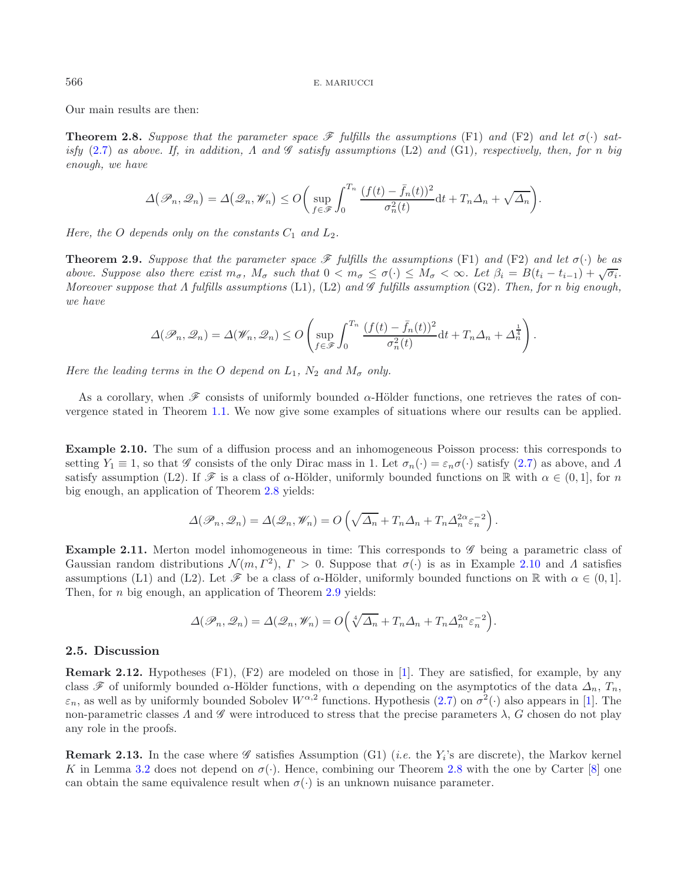Our main results are then:

**Theorem 2.8.** *Suppose that the parameter space $\mathscr{F}$ fulfills the assumptions* (F1) *and* (F2) *and let $\sigma(\cdot)$ satisfy* (2.7) *as above. If, in addition, $\Lambda$ and $\mathscr{G}$ satisfy assumptions* (L2) *and* (G1)*, respectively, then, for $n$ big enough, we have*

$$\Delta\big(\mathscr{P}_n, \mathscr{Q}_n\big) = \Delta\big(\mathscr{Q}_n, \mathscr{W}_n\big) \le O\bigg(\sup_{f\in\mathscr{F}} \int_0^{T_n} \frac{(f(t)-\bar{f}_n(t))^2}{\sigma_n^2(t)}\mathrm{d}t + T_n\Delta_n + \sqrt{\Delta_n}\bigg).$$

*Here, the $O$ depends only on the constants $C_1$ and $L_2$.*

**Theorem 2.9.** *Suppose that the parameter space $\mathscr{F}$ fulfills the assumptions* (F1) *and* (F2) *and let $\sigma(\cdot)$ be as above. Suppose also there exist $m_\sigma$, $M_\sigma$ such that $0 < m_\sigma \le \sigma(\cdot) \le M_\sigma < \infty$. Let $\beta_i = B(t_i - t_{i-1}) + \sqrt{\sigma_i}$. Moreover suppose that $\Lambda$ fulfills assumptions* (L1), (L2) *and $\mathscr{G}$ fulfills assumption* (G2)*. Then, for $n$ big enough, we have*

$$\Delta(\mathscr{P}_n, \mathscr{Q}_n) = \Delta(\mathscr{W}_n, \mathscr{Q}_n) \le O\left(\sup_{f\in\mathscr{F}} \int_0^{T_n} \frac{(f(t)-\bar{f}_n(t))^2}{\sigma_n^2(t)}\mathrm{d}t + T_n\Delta_n + \Delta_n^{\frac{1}{4}}\right).$$

*Here the leading terms in the $O$ depend on $L_1$, $N_2$ and $M_\sigma$ only.*

As a corollary, when $\mathscr{F}$ consists of uniformly bounded $\alpha$-Hölder functions, one retrieves the rates of convergence stated in Theorem 1.1. We now give some examples of situations where our results can be applied.

**Example 2.10.** The sum of a diffusion process and an inhomogeneous Poisson process: this corresponds to setting $Y_1 \equiv 1$, so that $\mathscr{G}$ consists of the only Dirac mass in 1. Let $\sigma_n(\cdot) = \varepsilon_n\sigma(\cdot)$ satisfy (2.7) as above, and $\Lambda$ satisfy assumption (L2). If $\mathscr{F}$ is a class of $\alpha$-Hölder, uniformly bounded functions on $\mathbb{R}$ with $\alpha \in (0, 1]$, for $n$ big enough, an application of Theorem 2.8 yields:

$$\Delta(\mathscr{P}_n, \mathscr{Q}_n) = \Delta(\mathscr{Q}_n, \mathscr{W}_n) = O\left(\sqrt{\Delta_n} + T_n\Delta_n + T_n\Delta_n^{2\alpha}\varepsilon_n^{-2}\right).$$

**Example 2.11.** Merton model inhomogeneous in time: This corresponds to $\mathscr{G}$ being a parametric class of Gaussian random distributions $\mathcal{N}(m, \Gamma^2)$, $\Gamma > 0$. Suppose that $\sigma(\cdot)$ is as in Example 2.10 and $\Lambda$ satisfies assumptions (L1) and (L2). Let $\mathscr{F}$ be a class of $\alpha$-Hölder, uniformly bounded functions on $\mathbb{R}$ with $\alpha \in (0, 1]$. Then, for $n$ big enough, an application of Theorem 2.9 yields:

$$\Delta(\mathscr{P}_n, \mathscr{Q}_n) = \Delta(\mathscr{Q}_n, \mathscr{W}_n) = O\Big(\sqrt[4]{\Delta_n} + T_n\Delta_n + T_n\Delta_n^{2\alpha}\varepsilon_n^{-2}\Big).$$

### 2.5. Discussion

**Remark 2.12.** Hypotheses (F1), (F2) are modeled on those in [1]. They are satisfied, for example, by any class $\mathscr{F}$ of uniformly bounded $\alpha$-Hölder functions, with $\alpha$ depending on the asymptotics of the data $\Delta_n$, $T_n$, $\varepsilon_n$, as well as by uniformly bounded Sobolev $W^{\alpha,2}$ functions. Hypothesis (2.7) on $\sigma^2(\cdot)$ also appears in [1]. The non-parametric classes $\Lambda$ and $\mathscr{G}$ were introduced to stress that the precise parameters $\lambda$, $G$ chosen do not play any role in the proofs.

**Remark 2.13.** In the case where $\mathscr{G}$ satisfies Assumption (G1) (*i.e.* the $Y_i$'s are discrete), the Markov kernel $K$ in Lemma 3.2 does not depend on $\sigma(\cdot)$. Hence, combining our Theorem 2.8 with the one by Carter [8] one can obtain the same equivalence result when $\sigma(\cdot)$ is an unknown nuisance parameter.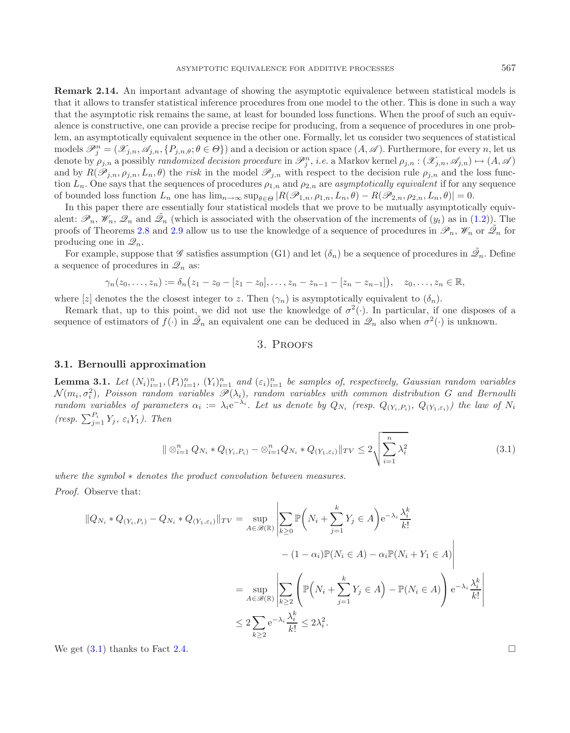**Remark 2.14.** An important advantage of showing the asymptotic equivalence between statistical models is that it allows to transfer statistical inference procedures from one model to the other. This is done in such a way that the asymptotic risk remains the same, at least for bounded loss functions. When the proof of such an equivalence is constructive, one can provide a precise recipe for producing, from a sequence of procedures in one problem, an asymptotically equivalent sequence in the other one. Formally, let us consider two sequences of statistical models $\mathscr{P}_j^n = (\mathscr{X}_{j,n}, \mathscr{A}_{j,n}, \{P_{j,n,\theta}; \theta \in \Theta\})$ and a decision or action space $(A, \mathscr{A})$. Furthermore, for every $n$, let us denote by $\rho_{j,n}$ a possibly *randomized decision procedure* in $\mathscr{P}_j^n$, *i.e.* a Markov kernel $\rho_{j,n} : (\mathscr{X}_{j,n}, \mathscr{A}_{j,n}) \mapsto (A, \mathscr{A})$ and by $R(\mathscr{P}_{j,n}, \rho_{j,n}, L_n, \theta)$ the *risk* in the model $\mathscr{P}_{j,n}$ with respect to the decision rule $\rho_{j,n}$ and the loss function $L_n$. One says that the sequences of procedures $\rho_{1,n}$ and $\rho_{2,n}$ are *asymptotically equivalent* if for any sequence of bounded loss function $L_n$ one has $\lim_{n\to\infty} \sup_{\theta\in\Theta} |R(\mathscr{P}_{1,n}, \rho_{1,n}, L_n, \theta) - R(\mathscr{P}_{2,n}, \rho_{2,n}, L_n, \theta)| = 0$.

In this paper there are essentially four statistical models that we prove to be mutually asymptotically equivalent: $\mathscr{P}_n$, $\mathscr{W}_n$, $\mathscr{Q}_n$ and $\tilde{\mathscr{Q}}_n$ (which is associated with the observation of the increments of $(y_t)$ as in (1.2)). The proofs of Theorems 2.8 and 2.9 allow us to use the knowledge of a sequence of procedures in $\mathscr{P}_n$, $\mathscr{W}_n$ or $\tilde{\mathscr{Q}}_n$ for producing one in $\mathscr{Q}_n$.

For example, suppose that $\mathscr{G}$ satisfies assumption (G1) and let $(\delta_n)$ be a sequence of procedures in $\tilde{\mathscr{Q}}_n$. Define a sequence of procedures in $\mathscr{Q}_n$ as:

$$\gamma_n(z_0, \dots, z_n) := \delta_n\big(z_1 - z_0 - [z_1 - z_0], \dots, z_n - z_{n-1} - [z_n - z_{n-1}]\big), \quad z_0, \dots, z_n \in \mathbb{R},$$

where $[z]$ denotes the the closest integer to $z$. Then $(\gamma_n)$ is asymptotically equivalent to $(\delta_n)$.

Remark that, up to this point, we did not use the knowledge of $\sigma^2(\cdot)$. In particular, if one disposes of a sequence of estimators of $f(\cdot)$ in $\tilde{\mathscr{Q}}_n$ an equivalent one can be deduced in $\mathscr{Q}_n$ also when $\sigma^2(\cdot)$ is unknown.

## 3. Proofs

### 3.1. Bernoulli approximation

**Lemma 3.1.** *Let $(N_i)_{i=1}^n, (P_i)_{i=1}^n$, $(Y_i)_{i=1}^n$ and $(\varepsilon_i)_{i=1}^n$ be samples of, respectively, Gaussian random variables $\mathcal{N}(m_i, \sigma_i^2)$, Poisson random variables $\mathscr{P}(\lambda_i)$, random variables with common distribution $G$ and Bernoulli random variables of parameters $\alpha_i := \lambda_i \mathrm{e}^{-\lambda_i}$. Let us denote by $Q_{N_i}$ (resp. $Q_{(Y_i, P_i)}$, $Q_{(Y_1, \varepsilon_i)}$) the law of $N_i$ (resp. $\sum_{j=1}^{P_i} Y_j$, $\varepsilon_i Y_1$). Then*

$$\| \otimes_{i=1}^n Q_{N_i} * Q_{(Y_i, P_i)} - \otimes_{i=1}^n Q_{N_i} * Q_{(Y_1, \varepsilon_i)} \|_{TV} \leq 2\sqrt{\sum_{i=1}^n \lambda_i^2} \tag{3.1}$$

*where the symbol $*$ denotes the product convolution between measures.*

*Proof.* Observe that:

$$\begin{aligned}
\|Q_{N_i} * Q_{(Y_i, P_i)} - Q_{N_i} * Q_{(Y_1, \varepsilon_i)}\|_{TV} &= \sup_{A \in \mathscr{B}(\mathbb{R})} \bigg| \sum_{k\geq 0} \mathbb{P}\Big(N_i + \sum_{j=1}^k Y_j \in A\Big) \mathrm{e}^{-\lambda_i} \frac{\lambda_i^k}{k!} \\
&\qquad - (1 - \alpha_i)\mathbb{P}(N_i \in A) - \alpha_i \mathbb{P}(N_i + Y_1 \in A) \bigg| \\
&= \sup_{A \in \mathscr{B}(\mathbb{R})} \bigg| \sum_{k\geq 2} \bigg( \mathbb{P}\Big(N_i + \sum_{j=1}^k Y_j \in A\Big) - \mathbb{P}(N_i \in A) \bigg) \mathrm{e}^{-\lambda_i} \frac{\lambda_i^k}{k!} \bigg| \\
&\leq 2 \sum_{k\geq 2} \mathrm{e}^{-\lambda_i} \frac{\lambda_i^k}{k!} \leq 2\lambda_i^2.
\end{aligned}$$

We get (3.1) thanks to Fact 2.4. $\square$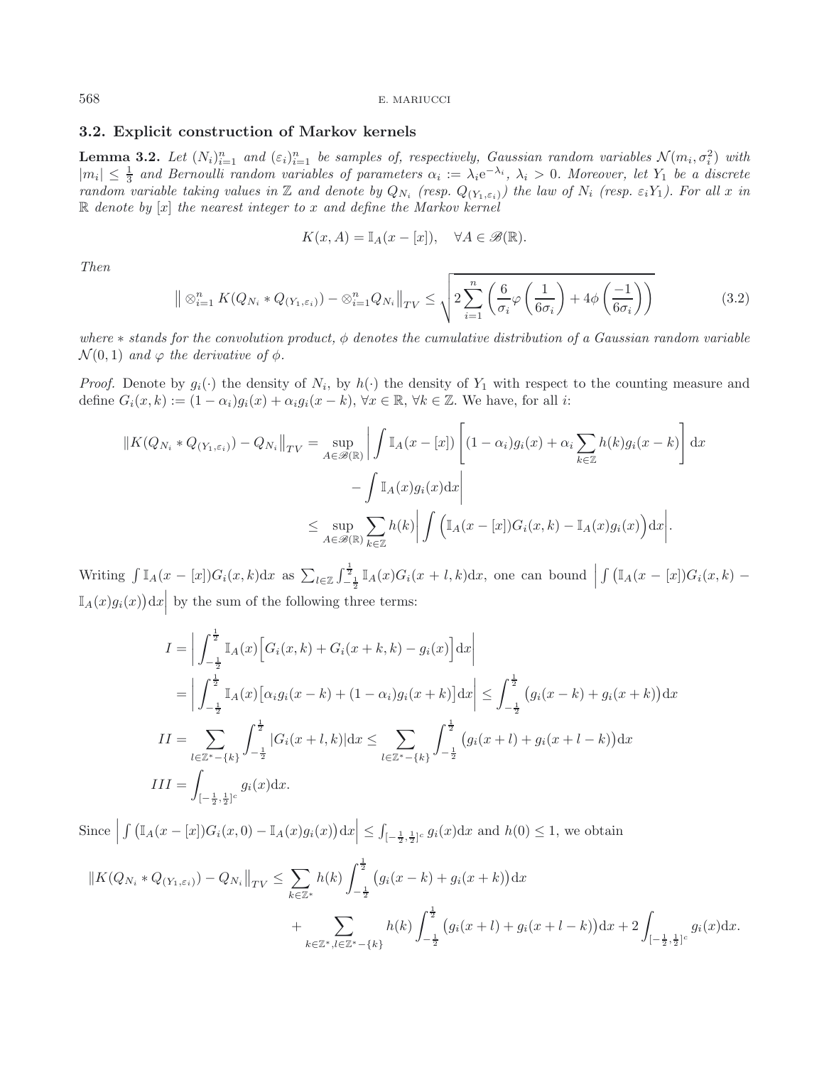### 3.2. Explicit construction of Markov kernels

**Lemma 3.2.** *Let $(N_i)_{i=1}^n$ and $(\varepsilon_i)_{i=1}^n$ be samples of, respectively, Gaussian random variables $\mathcal{N}(m_i,\sigma_i^2)$ with $|m_i|\leq \frac{1}{3}$ and Bernoulli random variables of parameters $\alpha_i:=\lambda_i \mathrm{e}^{-\lambda_i}$, $\lambda_i>0$. Moreover, let $Y_1$ be a discrete random variable taking values in $\mathbb{Z}$ and denote by $Q_{N_i}$ (resp. $Q_{(Y_1,\varepsilon_i)}$) the law of $N_i$ (resp. $\varepsilon_i Y_1$). For all $x$ in $\mathbb{R}$ denote by $[x]$ the nearest integer to $x$ and define the Markov kernel*

$$K(x,A)=\mathbb{I}_A(x-[x]),\quad \forall A\in \mathscr{B}(\mathbb{R}).$$

*Then*

$$\big\| \otimes_{i=1}^n K(Q_{N_i}*Q_{(Y_1,\varepsilon_i)})-\otimes_{i=1}^n Q_{N_i}\big\|_{TV}\leq \sqrt{2\sum_{i=1}^n\bigg(\frac{6}{\sigma_i}\varphi\Big(\frac{1}{6\sigma_i}\Big)+4\phi\Big(\frac{-1}{6\sigma_i}\Big)\bigg)} \tag{3.2}$$

*where $*$ stands for the convolution product, $\phi$ denotes the cumulative distribution of a Gaussian random variable $\mathcal{N}(0,1)$ and $\varphi$ the derivative of $\phi$.*

*Proof.* Denote by $g_i(\cdot)$ the density of $N_i$, by $h(\cdot)$ the density of $Y_1$ with respect to the counting measure and define $G_i(x,k):=(1-\alpha_i)g_i(x)+\alpha_i g_i(x-k)$, $\forall x\in\mathbb{R}$, $\forall k\in\mathbb{Z}$. We have, for all $i$:

$$\begin{aligned}
\big\|K(Q_{N_i}*Q_{(Y_1,\varepsilon_i)})-Q_{N_i}\big\|_{TV}&=\sup_{A\in\mathscr{B}(\mathbb{R})}\bigg|\int \mathbb{I}_A(x-[x])\bigg[(1-\alpha_i)g_i(x)+\alpha_i\sum_{k\in\mathbb{Z}}h(k)g_i(x-k)\bigg]\mathrm{d}x\\
&\qquad -\int \mathbb{I}_A(x)g_i(x)\mathrm{d}x\bigg|\\
&\leq \sup_{A\in\mathscr{B}(\mathbb{R})}\sum_{k\in\mathbb{Z}}h(k)\bigg|\int\Big(\mathbb{I}_A(x-[x])G_i(x,k)-\mathbb{I}_A(x)g_i(x)\Big)\mathrm{d}x\bigg|.
\end{aligned}$$

Writing $\int \mathbb{I}_A(x-[x])G_i(x,k)\mathrm{d}x$ as $\sum_{l\in\mathbb{Z}}\int_{-\frac12}^{\frac12}\mathbb{I}_A(x)G_i(x+l,k)\mathrm{d}x$, one can bound $\Big|\int\big(\mathbb{I}_A(x-[x])G_i(x,k)-\mathbb{I}_A(x)g_i(x)\big)\mathrm{d}x\Big|$ by the sum of the following three terms:

$$\begin{aligned}
I&=\bigg|\int_{-\frac12}^{\frac12}\mathbb{I}_A(x)\Big[G_i(x,k)+G_i(x+k,k)-g_i(x)\Big]\mathrm{d}x\bigg|\\
&=\bigg|\int_{-\frac12}^{\frac12}\mathbb{I}_A(x)\big[\alpha_i g_i(x-k)+(1-\alpha_i)g_i(x+k)\big]\mathrm{d}x\bigg|\leq\int_{-\frac12}^{\frac12}\big(g_i(x-k)+g_i(x+k)\big)\mathrm{d}x\\
II&=\sum_{l\in\mathbb{Z}^*-\{k\}}\int_{-\frac12}^{\frac12}|G_i(x+l,k)|\mathrm{d}x\leq\sum_{l\in\mathbb{Z}^*-\{k\}}\int_{-\frac12}^{\frac12}\big(g_i(x+l)+g_i(x+l-k)\big)\mathrm{d}x\\
III&=\int_{[-\frac12,\frac12]^c}g_i(x)\mathrm{d}x.
\end{aligned}$$

Since $\Big|\int\big(\mathbb{I}_A(x-[x])G_i(x,0)-\mathbb{I}_A(x)g_i(x)\big)\mathrm{d}x\Big|\leq\int_{[-\frac12,\frac12]^c}g_i(x)\mathrm{d}x$ and $h(0)\leq 1$, we obtain

$$\begin{aligned}
\big\|K(Q_{N_i}*Q_{(Y_1,\varepsilon_i)})-Q_{N_i}\big\|_{TV}&\leq\sum_{k\in\mathbb{Z}^*}h(k)\int_{-\frac12}^{\frac12}\big(g_i(x-k)+g_i(x+k)\big)\mathrm{d}x\\
&\quad+\sum_{k\in\mathbb{Z}^*,l\in\mathbb{Z}^*-\{k\}}h(k)\int_{-\frac12}^{\frac12}\big(g_i(x+l)+g_i(x+l-k)\big)\mathrm{d}x+2\int_{[-\frac12,\frac12]^c}g_i(x)\mathrm{d}x.
\end{aligned}$$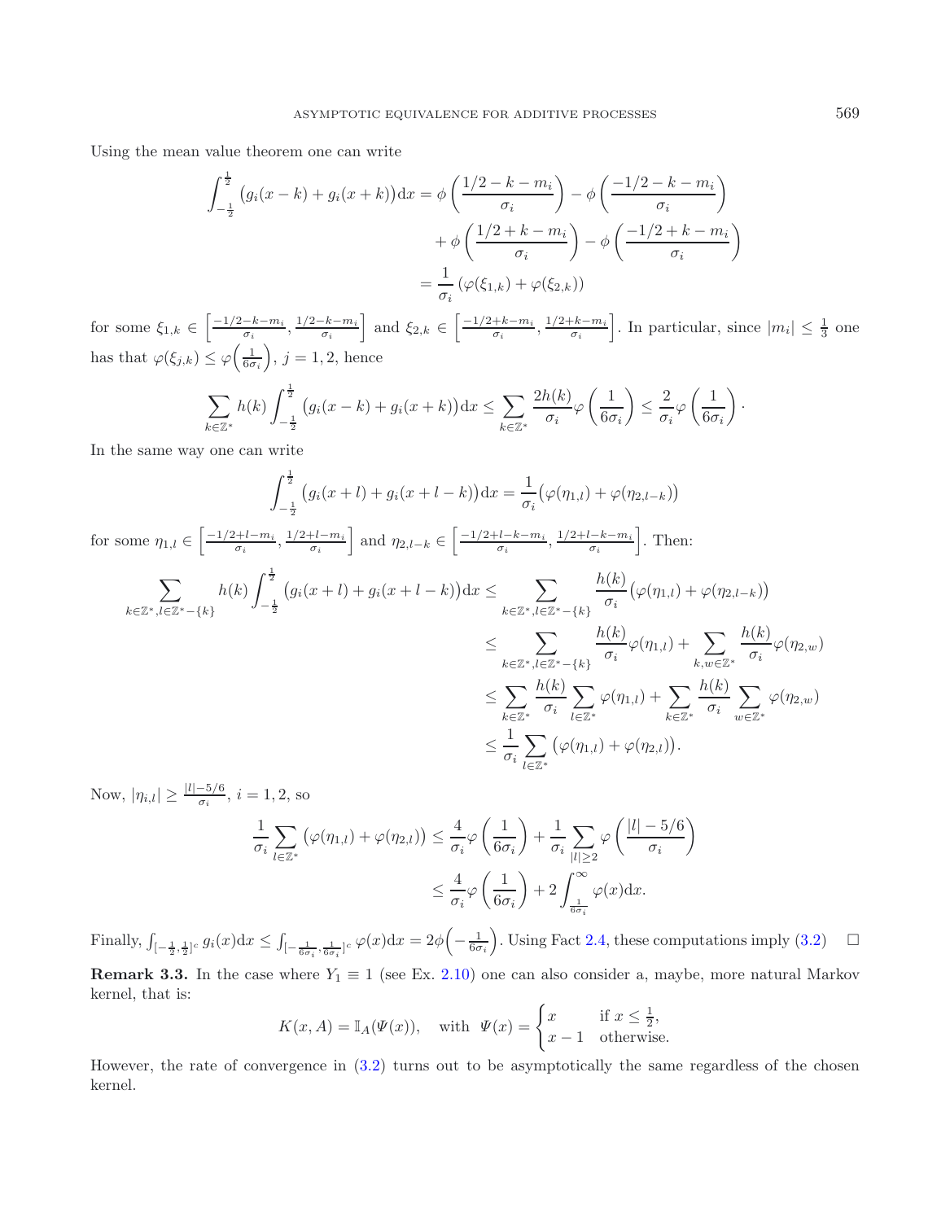Using the mean value theorem one can write

$$\int_{-\frac{1}{2}}^{\frac{1}{2}} \big(g_i(x-k)+g_i(x+k)\big)\mathrm{d}x = \phi\left(\frac{1/2-k-m_i}{\sigma_i}\right) - \phi\left(\frac{-1/2-k-m_i}{\sigma_i}\right) + \phi\left(\frac{1/2+k-m_i}{\sigma_i}\right) - \phi\left(\frac{-1/2+k-m_i}{\sigma_i}\right) = \frac{1}{\sigma_i}\left(\varphi(\xi_{1,k})+\varphi(\xi_{2,k})\right)$$

for some $\xi_{1,k} \in \left[\frac{-1/2-k-m_i}{\sigma_i}, \frac{1/2-k-m_i}{\sigma_i}\right]$ and $\xi_{2,k} \in \left[\frac{-1/2+k-m_i}{\sigma_i}, \frac{1/2+k-m_i}{\sigma_i}\right]$. In particular, since $|m_i| \leq \frac{1}{3}$ one has that $\varphi(\xi_{j,k}) \leq \varphi\Big(\frac{1}{6\sigma_i}\Big)$, $j=1,2$, hence

$$\sum_{k\in\mathbb{Z}^*} h(k)\int_{-\frac{1}{2}}^{\frac{1}{2}} \big(g_i(x-k)+g_i(x+k)\big)\mathrm{d}x \leq \sum_{k\in\mathbb{Z}^*} \frac{2h(k)}{\sigma_i}\varphi\left(\frac{1}{6\sigma_i}\right) \leq \frac{2}{\sigma_i}\varphi\left(\frac{1}{6\sigma_i}\right)\cdot$$

In the same way one can write

$$\int_{-\frac{1}{2}}^{\frac{1}{2}} \big(g_i(x+l)+g_i(x+l-k)\big)\mathrm{d}x = \frac{1}{\sigma_i}\big(\varphi(\eta_{1,l})+\varphi(\eta_{2,l-k})\big)$$

for some $\eta_{1,l} \in \left[\frac{-1/2+l-m_i}{\sigma_i}, \frac{1/2+l-m_i}{\sigma_i}\right]$ and $\eta_{2,l-k} \in \left[\frac{-1/2+l-k-m_i}{\sigma_i}, \frac{1/2+l-k-m_i}{\sigma_i}\right]$. Then:

$$\begin{aligned}
\sum_{k\in\mathbb{Z}^*, l\in\mathbb{Z}^*-\{k\}} h(k)\int_{-\frac{1}{2}}^{\frac{1}{2}} \big(g_i(x+l)+g_i(x+l-k)\big)\mathrm{d}x &\leq \sum_{k\in\mathbb{Z}^*, l\in\mathbb{Z}^*-\{k\}} \frac{h(k)}{\sigma_i}\big(\varphi(\eta_{1,l})+\varphi(\eta_{2,l-k})\big)\\
&\leq \sum_{k\in\mathbb{Z}^*, l\in\mathbb{Z}^*-\{k\}} \frac{h(k)}{\sigma_i}\varphi(\eta_{1,l}) + \sum_{k,w\in\mathbb{Z}^*} \frac{h(k)}{\sigma_i}\varphi(\eta_{2,w})\\
&\leq \sum_{k\in\mathbb{Z}^*} \frac{h(k)}{\sigma_i}\sum_{l\in\mathbb{Z}^*}\varphi(\eta_{1,l}) + \sum_{k\in\mathbb{Z}^*} \frac{h(k)}{\sigma_i}\sum_{w\in\mathbb{Z}^*}\varphi(\eta_{2,w})\\
&\leq \frac{1}{\sigma_i}\sum_{l\in\mathbb{Z}^*}\big(\varphi(\eta_{1,l})+\varphi(\eta_{2,l})\big).
\end{aligned}$$

Now, $|\eta_{i,l}| \geq \frac{|l|-5/6}{\sigma_i}$, $i=1,2$, so

$$\begin{aligned}
\frac{1}{\sigma_i}\sum_{l\in\mathbb{Z}^*}\big(\varphi(\eta_{1,l})+\varphi(\eta_{2,l})\big) &\leq \frac{4}{\sigma_i}\varphi\left(\frac{1}{6\sigma_i}\right) + \frac{1}{\sigma_i}\sum_{|l|\geq 2}\varphi\left(\frac{|l|-5/6}{\sigma_i}\right)\\
&\leq \frac{4}{\sigma_i}\varphi\left(\frac{1}{6\sigma_i}\right) + 2\int_{\frac{1}{6\sigma_i}}^{\infty}\varphi(x)\mathrm{d}x.
\end{aligned}$$

Finally, $\int_{[-\frac{1}{2},\frac{1}{2}]^c} g_i(x)\mathrm{d}x \leq \int_{[-\frac{1}{6\sigma_i},\frac{1}{6\sigma_i}]^c}\varphi(x)\mathrm{d}x = 2\phi\Big(-\frac{1}{6\sigma_i}\Big)$. Using Fact 2.4, these computations imply (3.2) $\square$

**Remark 3.3.** In the case where $Y_1 \equiv 1$ (see Ex. 2.10) one can also consider a, maybe, more natural Markov kernel, that is:

$$K(x,A) = \mathbb{I}_A(\Psi(x)), \quad \text{with } \Psi(x) = \begin{cases} x & \text{if } x \leq \frac{1}{2},\\ x-1 & \text{otherwise.}\end{cases}$$

However, the rate of convergence in (3.2) turns out to be asymptotically the same regardless of the chosen kernel.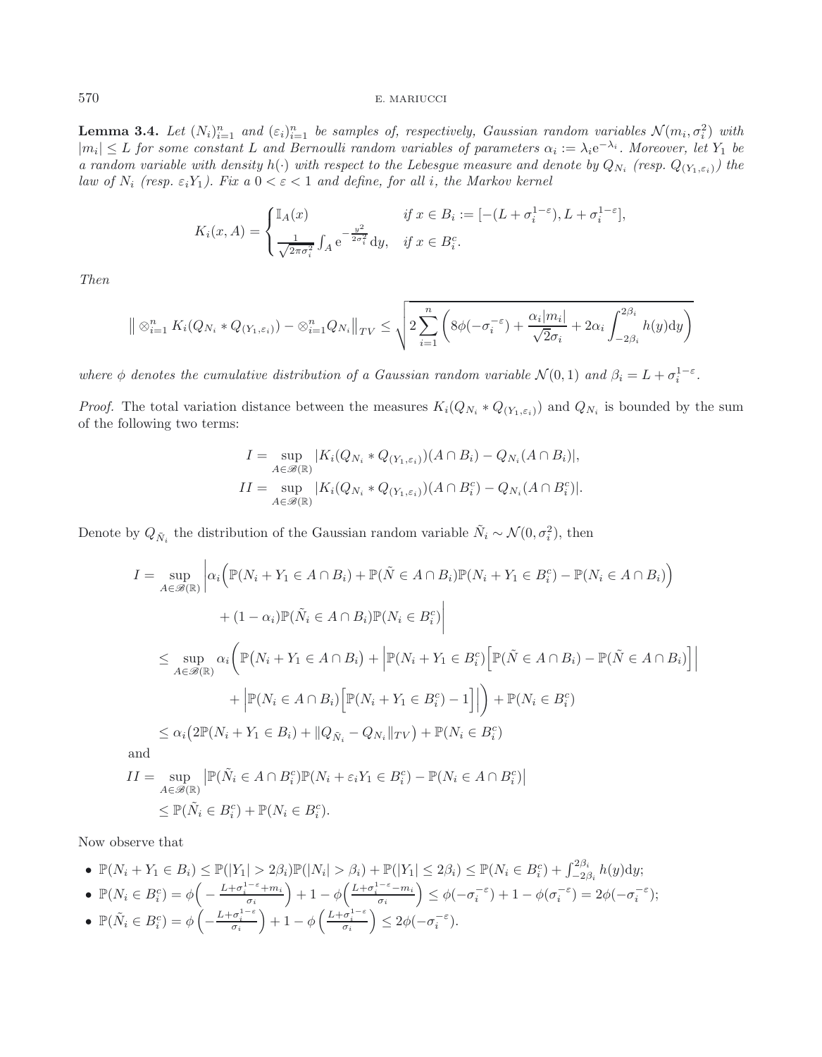**Lemma 3.4.** *Let $(N_i)_{i=1}^n$ and $(\varepsilon_i)_{i=1}^n$ be samples of, respectively, Gaussian random variables $\mathcal{N}(m_i,\sigma_i^2)$ with $|m_i| \leq L$ for some constant $L$ and Bernoulli random variables of parameters $\alpha_i := \lambda_i \mathrm{e}^{-\lambda_i}$. Moreover, let $Y_1$ be a random variable with density $h(\cdot)$ with respect to the Lebesgue measure and denote by $Q_{N_i}$ (resp. $Q_{(Y_1,\varepsilon_i)}$) the law of $N_i$ (resp. $\varepsilon_i Y_1$). Fix a $0<\varepsilon<1$ and define, for all $i$, the Markov kernel*

$$
K_i(x,A) = \begin{cases} \mathbb{I}_A(x) & \text{if } x \in B_i := [-(L+\sigma_i^{1-\varepsilon}), L+\sigma_i^{1-\varepsilon}],\\ \frac{1}{\sqrt{2\pi\sigma_i^2}} \int_A \mathrm{e}^{-\frac{y^2}{2\sigma_i^2}} \mathrm{d}y, & \text{if } x \in B_i^c. \end{cases}
$$

*Then*

$$
\big\| \otimes_{i=1}^n K_i(Q_{N_i} * Q_{(Y_1,\varepsilon_i)}) - \otimes_{i=1}^n Q_{N_i}\big\|_{TV} \leq \sqrt{2\sum_{i=1}^n \bigg(8\phi(-\sigma_i^{-\varepsilon}) + \frac{\alpha_i|m_i|}{\sqrt{2}\sigma_i} + 2\alpha_i\int_{-2\beta_i}^{2\beta_i} h(y)\mathrm{d}y\bigg)}
$$

*where $\phi$ denotes the cumulative distribution of a Gaussian random variable $\mathcal{N}(0,1)$ and $\beta_i = L+\sigma_i^{1-\varepsilon}$.*

*Proof.* The total variation distance between the measures $K_i(Q_{N_i} * Q_{(Y_1,\varepsilon_i)})$ and $Q_{N_i}$ is bounded by the sum of the following two terms:

$$
I = \sup_{A\in\mathscr{B}(\mathbb{R})} |K_i(Q_{N_i} * Q_{(Y_1,\varepsilon_i)})(A\cap B_i) - Q_{N_i}(A\cap B_i)|,
$$
$$
II = \sup_{A\in\mathscr{B}(\mathbb{R})} |K_i(Q_{N_i} * Q_{(Y_1,\varepsilon_i)})(A\cap B_i^c) - Q_{N_i}(A\cap B_i^c)|.
$$

Denote by $Q_{\tilde{N}_i}$ the distribution of the Gaussian random variable $\tilde{N}_i \sim \mathcal{N}(0,\sigma_i^2)$, then

$$
\begin{aligned}
I &= \sup_{A\in\mathscr{B}(\mathbb{R})} \bigg|\alpha_i\Big(\mathbb{P}(N_i+Y_1\in A\cap B_i) + \mathbb{P}(\tilde{N}\in A\cap B_i)\mathbb{P}(N_i+Y_1\in B_i^c) - \mathbb{P}(N_i\in A\cap B_i)\Big)\\
&\qquad + (1-\alpha_i)\mathbb{P}(\tilde{N}_i\in A\cap B_i)\mathbb{P}(N_i\in B_i^c)\bigg|\\
&\leq \sup_{A\in\mathscr{B}(\mathbb{R})} \alpha_i\bigg(\mathbb{P}\big(N_i+Y_1\in A\cap B_i\big) + \Big|\mathbb{P}(N_i+Y_1\in B_i^c)\Big[\mathbb{P}(\tilde{N}\in A\cap B_i) - \mathbb{P}(\tilde{N}\in A\cap B_i)\Big]\Big|\\
&\qquad + \Big|\mathbb{P}(N_i\in A\cap B_i)\Big[\mathbb{P}(N_i+Y_1\in B_i^c) - 1\Big]\Big|\bigg) + \mathbb{P}(N_i\in B_i^c)\\
&\leq \alpha_i\big(2\mathbb{P}(N_i+Y_1\in B_i) + \|Q_{\tilde{N}_i} - Q_{N_i}\|_{TV}\big) + \mathbb{P}(N_i\in B_i^c)
\end{aligned}
$$

and

$$
\begin{aligned}
II &= \sup_{A\in\mathscr{B}(\mathbb{R})} \big|\mathbb{P}(\tilde{N}_i\in A\cap B_i^c)\mathbb{P}(N_i+\varepsilon_i Y_1\in B_i^c) - \mathbb{P}(N_i\in A\cap B_i^c)\big|\\
&\leq \mathbb{P}(\tilde{N}_i\in B_i^c) + \mathbb{P}(N_i\in B_i^c).
\end{aligned}
$$

Now observe that

- $\mathbb{P}(N_i+Y_1\in B_i) \leq \mathbb{P}(|Y_1|>2\beta_i)\mathbb{P}(|N_i|>\beta_i) + \mathbb{P}(|Y_1|\leq 2\beta_i) \leq \mathbb{P}(N_i\in B_i^c) + \int_{-2\beta_i}^{2\beta_i} h(y)\mathrm{d}y$;
- $\mathbb{P}(N_i\in B_i^c) = \phi\Big(-\frac{L+\sigma_i^{1-\varepsilon}+m_i}{\sigma_i}\Big) + 1 - \phi\Big(\frac{L+\sigma_i^{1-\varepsilon}-m_i}{\sigma_i}\Big) \leq \phi(-\sigma_i^{-\varepsilon}) + 1 - \phi(\sigma_i^{-\varepsilon}) = 2\phi(-\sigma_i^{-\varepsilon})$;
- $\mathbb{P}(\tilde{N}_i\in B_i^c) = \phi\Big(-\frac{L+\sigma_i^{1-\varepsilon}}{\sigma_i}\Big) + 1 - \phi\Big(\frac{L+\sigma_i^{1-\varepsilon}}{\sigma_i}\Big) \leq 2\phi(-\sigma_i^{-\varepsilon})$.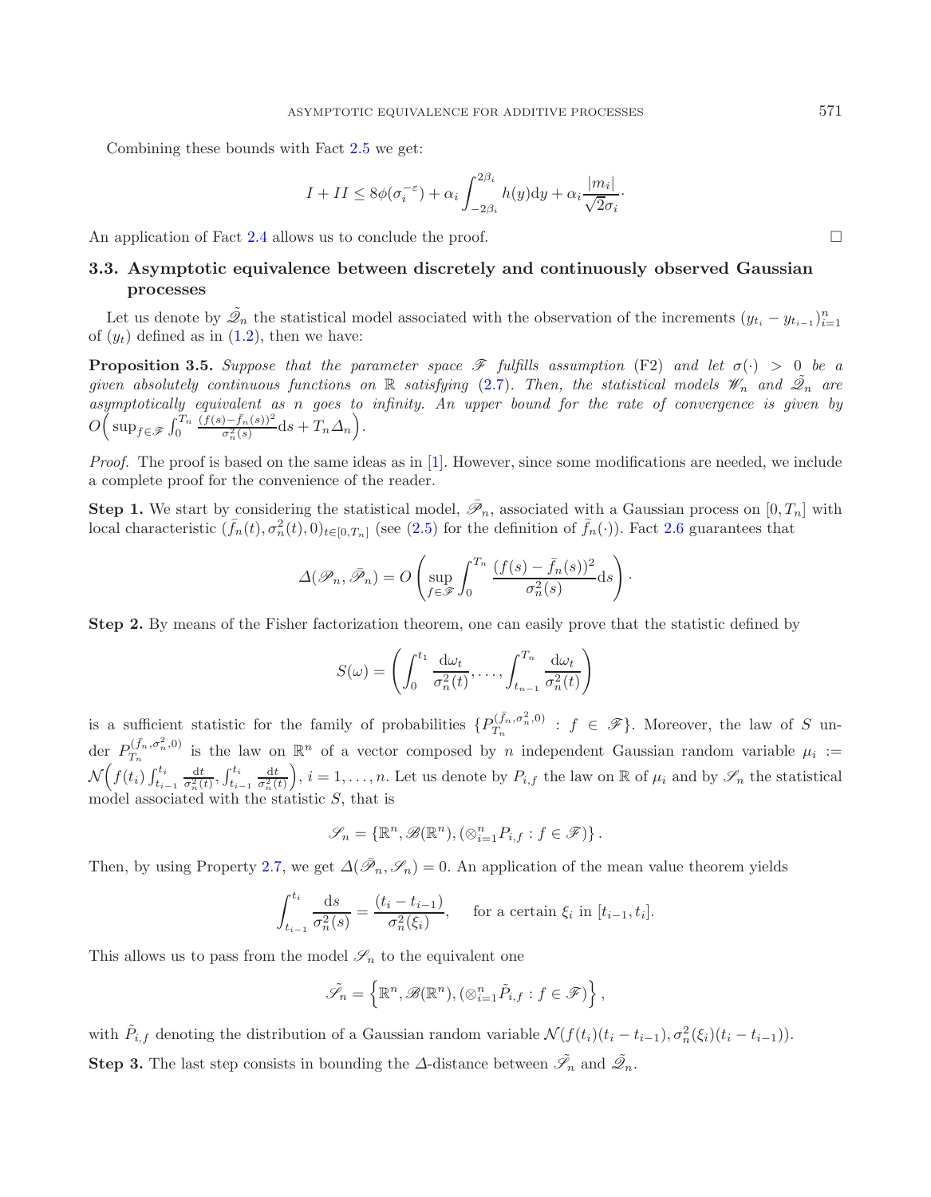Combining these bounds with Fact 2.5 we get:

$$I + II \leq 8\phi(\sigma_i^{-\varepsilon}) + \alpha_i \int_{-2\beta_i}^{2\beta_i} h(y)\mathrm{d}y + \alpha_i \frac{|m_i|}{\sqrt{2}\sigma_i}\cdot$$

An application of Fact 2.4 allows us to conclude the proof. □

### 3.3. Asymptotic equivalence between discretely and continuously observed Gaussian processes

Let us denote by $\tilde{\mathscr{D}}_n$ the statistical model associated with the observation of the increments $(y_{t_i} - y_{t_{i-1}})_{i=1}^n$ of $(y_t)$ defined as in (1.2), then we have:

**Proposition 3.5.** *Suppose that the parameter space $\mathscr{F}$ fulfills assumption* (F2) *and let $\sigma(\cdot) > 0$ be a given absolutely continuous functions on $\mathbb{R}$ satisfying* (2.7). *Then, the statistical models $\mathscr{W}_n$ and $\tilde{\mathscr{D}}_n$ are asymptotically equivalent as $n$ goes to infinity. An upper bound for the rate of convergence is given by $O\Big(\sup_{f\in\mathscr{F}} \int_0^{T_n} \frac{(f(s)-\bar{f}_n(s))^2}{\sigma_n^2(s)}\mathrm{d}s + T_n\Delta_n\Big)$.*

*Proof.* The proof is based on the same ideas as in [1]. However, since some modifications are needed, we include a complete proof for the convenience of the reader.

**Step 1.** We start by considering the statistical model, $\bar{\mathscr{P}}_n$, associated with a Gaussian process on $[0,T_n]$ with local characteristic $(\bar{f}_n(t), \sigma_n^2(t), 0)_{t\in[0,T_n]}$ (see (2.5) for the definition of $\bar{f}_n(\cdot)$). Fact 2.6 guarantees that

$$\Delta(\mathscr{P}_n, \bar{\mathscr{P}}_n) = O\left(\sup_{f\in\mathscr{F}} \int_0^{T_n} \frac{(f(s)-\bar{f}_n(s))^2}{\sigma_n^2(s)}\mathrm{d}s\right)\cdot$$

**Step 2.** By means of the Fisher factorization theorem, one can easily prove that the statistic defined by

$$S(\omega) = \left(\int_0^{t_1} \frac{\mathrm{d}\omega_t}{\sigma_n^2(t)}, \dots, \int_{t_{n-1}}^{T_n} \frac{\mathrm{d}\omega_t}{\sigma_n^2(t)}\right)$$

is a sufficient statistic for the family of probabilities $\{P_{T_n}^{(\bar{f}_n, \sigma_n^2, 0)} : f \in \mathscr{F}\}$. Moreover, the law of $S$ under $P_{T_n}^{(\bar{f}_n, \sigma_n^2, 0)}$ is the law on $\mathbb{R}^n$ of a vector composed by $n$ independent Gaussian random variable $\mu_i := \mathcal{N}\Big(f(t_i)\int_{t_{i-1}}^{t_i} \frac{\mathrm{d}t}{\sigma_n^2(t)}, \int_{t_{i-1}}^{t_i} \frac{\mathrm{d}t}{\sigma_n^2(t)}\Big)$, $i = 1,\dots,n$. Let us denote by $P_{i,f}$ the law on $\mathbb{R}$ of $\mu_i$ and by $\mathscr{S}_n$ the statistical model associated with the statistic $S$, that is

$$\mathscr{S}_n = \{\mathbb{R}^n, \mathscr{B}(\mathbb{R}^n), (\otimes_{i=1}^n P_{i,f} : f \in \mathscr{F})\}.$$

Then, by using Property 2.7, we get $\Delta(\bar{\mathscr{P}}_n, \mathscr{S}_n) = 0$. An application of the mean value theorem yields

$$\int_{t_{i-1}}^{t_i} \frac{\mathrm{d}s}{\sigma_n^2(s)} = \frac{(t_i - t_{i-1})}{\sigma_n^2(\xi_i)}, \quad \text{for a certain } \xi_i \text{ in } [t_{i-1}, t_i].$$

This allows us to pass from the model $\mathscr{S}_n$ to the equivalent one

$$\tilde{\mathscr{S}}_n = \left\{\mathbb{R}^n, \mathscr{B}(\mathbb{R}^n), (\otimes_{i=1}^n \tilde{P}_{i,f} : f \in \mathscr{F})\right\},$$

with $\tilde{P}_{i,f}$ denoting the distribution of a Gaussian random variable $\mathcal{N}(f(t_i)(t_i - t_{i-1}), \sigma_n^2(\xi_i)(t_i - t_{i-1}))$.

**Step 3.** The last step consists in bounding the $\Delta$-distance between $\tilde{\mathscr{S}}_n$ and $\tilde{\mathscr{D}}_n$.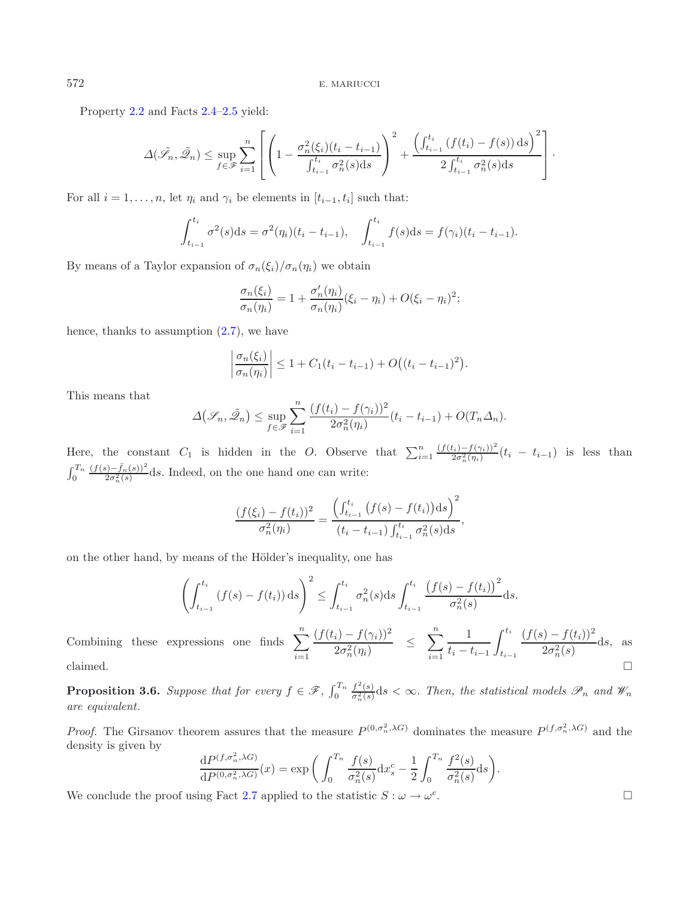Property 2.2 and Facts 2.4–2.5 yield:

$$\Delta(\tilde{\mathscr{S}}_n, \tilde{\mathscr{Z}}_n) \leq \sup_{f\in\mathscr{F}} \sum_{i=1}^n \left[ \left( 1 - \frac{\sigma_n^2(\xi_i)(t_i - t_{i-1})}{\int_{t_{i-1}}^{t_i} \sigma_n^2(s)\mathrm{d}s} \right)^2 + \frac{\left( \int_{t_{i-1}}^{t_i} (f(t_i) - f(s))\,\mathrm{d}s \right)^2}{2\int_{t_{i-1}}^{t_i} \sigma_n^2(s)\mathrm{d}s} \right].$$

For all $i = 1, \dots, n$, let $\eta_i$ and $\gamma_i$ be elements in $[t_{i-1}, t_i]$ such that:

$$\int_{t_{i-1}}^{t_i} \sigma^2(s)\mathrm{d}s = \sigma^2(\eta_i)(t_i - t_{i-1}), \quad \int_{t_{i-1}}^{t_i} f(s)\mathrm{d}s = f(\gamma_i)(t_i - t_{i-1}).$$

By means of a Taylor expansion of $\sigma_n(\xi_i)/\sigma_n(\eta_i)$ we obtain

$$\frac{\sigma_n(\xi_i)}{\sigma_n(\eta_i)} = 1 + \frac{\sigma_n'(\eta_i)}{\sigma_n(\eta_i)}(\xi_i - \eta_i) + O(\xi_i - \eta_i)^2;$$

hence, thanks to assumption (2.7), we have

$$\left| \frac{\sigma_n(\xi_i)}{\sigma_n(\eta_i)} \right| \leq 1 + C_1(t_i - t_{i-1}) + O\big((t_i - t_{i-1})^2\big).$$

This means that

$$\Delta\big(\mathscr{S}_n, \tilde{\mathscr{Z}}_n\big) \leq \sup_{f\in\mathscr{F}} \sum_{i=1}^n \frac{(f(t_i) - f(\gamma_i))^2}{2\sigma_n^2(\eta_i)}(t_i - t_{i-1}) + O(T_n\Delta_n).$$

Here, the constant $C_1$ is hidden in the $O$. Observe that $\sum_{i=1}^n \frac{(f(t_i)-f(\gamma_i))^2}{2\sigma_n^2(\eta_i)}(t_i - t_{i-1})$ is less than $\int_0^{T_n} \frac{(f(s)-\bar{f}_n(s))^2}{2\sigma_n^2(s)}\mathrm{d}s$. Indeed, on the one hand one can write:

$$\frac{(f(\xi_i) - f(t_i))^2}{\sigma_n^2(\eta_i)} = \frac{\left( \int_{t_{i-1}}^{t_i} \big(f(s) - f(t_i)\big)\mathrm{d}s \right)^2}{(t_i - t_{i-1}) \int_{t_{i-1}}^{t_i} \sigma_n^2(s)\mathrm{d}s},$$

on the other hand, by means of the Hölder's inequality, one has

$$\left( \int_{t_{i-1}}^{t_i} (f(s) - f(t_i))\,\mathrm{d}s \right)^2 \leq \int_{t_{i-1}}^{t_i} \sigma_n^2(s)\mathrm{d}s \int_{t_{i-1}}^{t_i} \frac{\big(f(s) - f(t_i)\big)^2}{\sigma_n^2(s)}\mathrm{d}s.$$

Combining these expressions one finds $\displaystyle\sum_{i=1}^n \frac{(f(t_i) - f(\gamma_i))^2}{2\sigma_n^2(\eta_i)} \leq \sum_{i=1}^n \frac{1}{t_i - t_{i-1}} \int_{t_{i-1}}^{t_i} \frac{(f(s) - f(t_i))^2}{2\sigma_n^2(s)}\mathrm{d}s$, as claimed. $\square$

**Proposition 3.6.** *Suppose that for every $f \in \mathscr{F}$, $\int_0^{T_n} \frac{f^2(s)}{\sigma_n^2(s)}\mathrm{d}s < \infty$. Then, the statistical models $\mathscr{P}_n$ and $\mathscr{W}_n$ are equivalent.*

*Proof.* The Girsanov theorem assures that the measure $P^{(0,\sigma_n^2,\lambda G)}$ dominates the measure $P^{(f,\sigma_n^2,\lambda G)}$ and the density is given by

$$\frac{\mathrm{d}P^{(f,\sigma_n^2,\lambda G)}}{\mathrm{d}P^{(0,\sigma_n^2,\lambda G)}}(x) = \exp\bigg( \int_0^{T_n} \frac{f(s)}{\sigma_n^2(s)}\mathrm{d}x_s^c - \frac{1}{2}\int_0^{T_n} \frac{f^2(s)}{\sigma_n^2(s)}\mathrm{d}s \bigg).$$

We conclude the proof using Fact 2.7 applied to the statistic $S : \omega \to \omega^c$. $\square$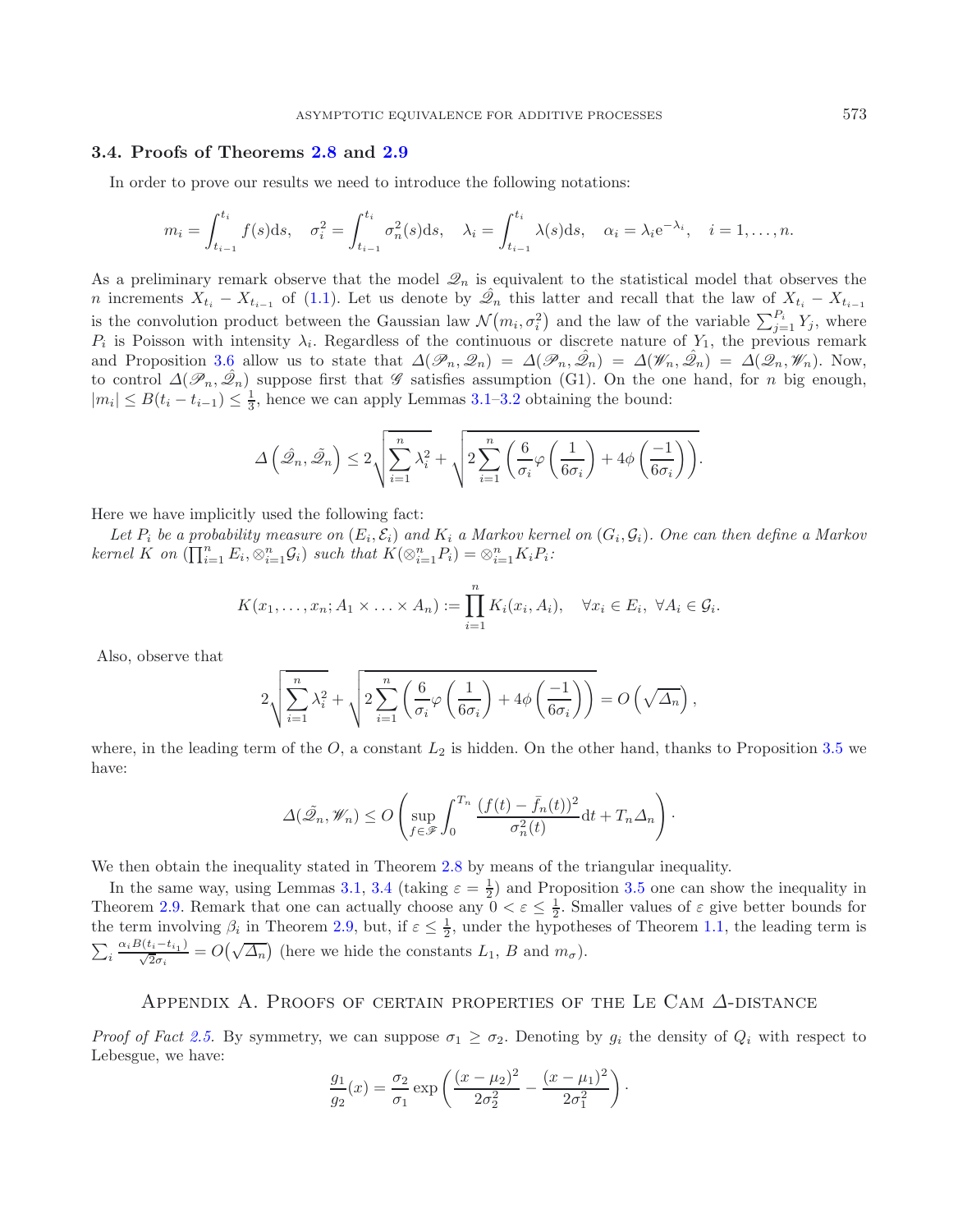### 3.4. Proofs of Theorems 2.8 and 2.9

In order to prove our results we need to introduce the following notations:

$$m_i = \int_{t_{i-1}}^{t_i} f(s)\mathrm{d}s, \quad \sigma_i^2 = \int_{t_{i-1}}^{t_i} \sigma_n^2(s)\mathrm{d}s, \quad \lambda_i = \int_{t_{i-1}}^{t_i} \lambda(s)\mathrm{d}s, \quad \alpha_i = \lambda_i \mathrm{e}^{-\lambda_i}, \quad i = 1, \ldots, n.$$

As a preliminary remark observe that the model $\mathscr{Q}_n$ is equivalent to the statistical model that observes the $n$ increments $X_{t_i} - X_{t_{i-1}}$ of (1.1). Let us denote by $\hat{\mathscr{Q}}_n$ this latter and recall that the law of $X_{t_i} - X_{t_{i-1}}$ is the convolution product between the Gaussian law $\mathcal{N}\big(m_i, \sigma_i^2\big)$ and the law of the variable $\sum_{j=1}^{P_i} Y_j$, where $P_i$ is Poisson with intensity $\lambda_i$. Regardless of the continuous or discrete nature of $Y_1$, the previous remark and Proposition 3.6 allow us to state that $\Delta(\mathscr{P}_n, \mathscr{Q}_n) = \Delta(\mathscr{P}_n, \hat{\mathscr{Q}}_n) = \Delta(\mathscr{W}_n, \hat{\mathscr{Q}}_n) = \Delta(\mathscr{Q}_n, \mathscr{W}_n)$. Now, to control $\Delta(\mathscr{P}_n, \hat{\mathscr{Q}}_n)$ suppose first that $\mathscr{G}$ satisfies assumption (G1). On the one hand, for $n$ big enough, $|m_i| \leq B(t_i - t_{i-1}) \leq \frac{1}{3}$, hence we can apply Lemmas 3.1–3.2 obtaining the bound:

$$\Delta\left(\hat{\mathscr{Q}}_n, \tilde{\mathscr{Q}}_n\right) \leq 2\sqrt{\sum_{i=1}^n \lambda_i^2} + \sqrt{2\sum_{i=1}^n \left(\frac{6}{\sigma_i}\varphi\left(\frac{1}{6\sigma_i}\right) + 4\phi\left(\frac{-1}{6\sigma_i}\right)\right)}.$$

Here we have implicitly used the following fact:

*Let $P_i$ be a probability measure on $(E_i, \mathcal{E}_i)$ and $K_i$ a Markov kernel on $(G_i, \mathcal{G}_i)$. One can then define a Markov kernel $K$ on $(\prod_{i=1}^n E_i, \otimes_{i=1}^n \mathcal{G}_i)$ such that $K(\otimes_{i=1}^n P_i) = \otimes_{i=1}^n K_i P_i$:*

$$K(x_1, \ldots, x_n; A_1 \times \ldots \times A_n) := \prod_{i=1}^n K_i(x_i, A_i), \quad \forall x_i \in E_i, \ \forall A_i \in \mathcal{G}_i.$$

Also, observe that

$$2\sqrt{\sum_{i=1}^n \lambda_i^2} + \sqrt{2\sum_{i=1}^n \left(\frac{6}{\sigma_i}\varphi\left(\frac{1}{6\sigma_i}\right) + 4\phi\left(\frac{-1}{6\sigma_i}\right)\right)} = O\left(\sqrt{\Delta_n}\right),$$

where, in the leading term of the $O$, a constant $L_2$ is hidden. On the other hand, thanks to Proposition 3.5 we have:

$$\Delta(\tilde{\mathscr{Q}}_n, \mathscr{W}_n) \leq O\left(\sup_{f \in \mathscr{F}} \int_0^{T_n} \frac{(f(t) - \bar{f}_n(t))^2}{\sigma_n^2(t)}\mathrm{d}t + T_n\Delta_n\right).$$

We then obtain the inequality stated in Theorem 2.8 by means of the triangular inequality.

In the same way, using Lemmas 3.1, 3.4 (taking $\varepsilon = \frac{1}{2}$) and Proposition 3.5 one can show the inequality in Theorem 2.9. Remark that one can actually choose any $0 < \varepsilon \leq \frac{1}{2}$. Smaller values of $\varepsilon$ give better bounds for the term involving $\beta_i$ in Theorem 2.9, but, if $\varepsilon \leq \frac{1}{2}$, under the hypotheses of Theorem 1.1, the leading term is $\sum_i \frac{\alpha_i B(t_i - t_{i_1})}{\sqrt{2}\sigma_i} = O\big(\sqrt{\Delta_n}\big)$ (here we hide the constants $L_1$, $B$ and $m_\sigma$).

## Appendix A. Proofs of certain properties of the Le Cam $\Delta$-distance

*Proof of Fact 2.5.* By symmetry, we can suppose $\sigma_1 \geq \sigma_2$. Denoting by $g_i$ the density of $Q_i$ with respect to Lebesgue, we have:

$$\frac{g_1}{g_2}(x) = \frac{\sigma_2}{\sigma_1} \exp\left(\frac{(x - \mu_2)^2}{2\sigma_2^2} - \frac{(x - \mu_1)^2}{2\sigma_1^2}\right).$$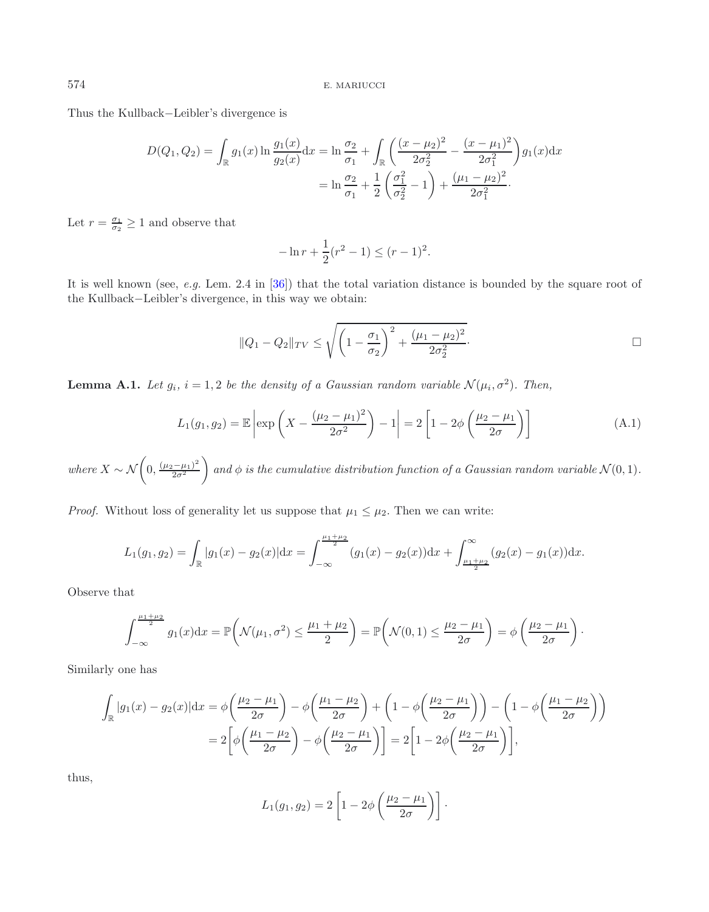Thus the Kullback−Leibler's divergence is

$$D(Q_1,Q_2)=\int_{\mathbb{R}} g_1(x)\ln\frac{g_1(x)}{g_2(x)}\mathrm{d}x=\ln\frac{\sigma_2}{\sigma_1}+\int_{\mathbb{R}}\left(\frac{(x-\mu_2)^2}{2\sigma_2^2}-\frac{(x-\mu_1)^2}{2\sigma_1^2}\right)g_1(x)\mathrm{d}x$$
$$=\ln\frac{\sigma_2}{\sigma_1}+\frac{1}{2}\left(\frac{\sigma_1^2}{\sigma_2^2}-1\right)+\frac{(\mu_1-\mu_2)^2}{2\sigma_1^2}\cdot$$

Let $r=\frac{\sigma_1}{\sigma_2}\geq 1$ and observe that

$$-\ln r+\frac{1}{2}(r^2-1)\leq (r-1)^2.$$

It is well known (see, *e.g.* Lem. 2.4 in [36]) that the total variation distance is bounded by the square root of the Kullback−Leibler's divergence, in this way we obtain:

$$\|Q_1-Q_2\|_{TV}\leq\sqrt{\left(1-\frac{\sigma_1}{\sigma_2}\right)^2+\frac{(\mu_1-\mu_2)^2}{2\sigma_2^2}}\cdot$$

□

**Lemma A.1.** *Let $g_i$, $i=1,2$ be the density of a Gaussian random variable $\mathcal{N}(\mu_i,\sigma^2)$. Then,*

$$L_1(g_1,g_2)=\mathbb{E}\left|\exp\left(X-\frac{(\mu_2-\mu_1)^2}{2\sigma^2}\right)-1\right|=2\left[1-2\phi\left(\frac{\mu_2-\mu_1}{2\sigma}\right)\right] \tag{A.1}$$

*where $X\sim\mathcal{N}\left(0,\frac{(\mu_2-\mu_1)^2}{2\sigma^2}\right)$ and $\phi$ is the cumulative distribution function of a Gaussian random variable $\mathcal{N}(0,1)$.*

*Proof.* Without loss of generality let us suppose that $\mu_1\leq\mu_2$. Then we can write:

$$L_1(g_1,g_2)=\int_{\mathbb{R}}|g_1(x)-g_2(x)|\mathrm{d}x=\int_{-\infty}^{\frac{\mu_1+\mu_2}{2}}(g_1(x)-g_2(x))\mathrm{d}x+\int_{\frac{\mu_1+\mu_2}{2}}^{\infty}(g_2(x)-g_1(x))\mathrm{d}x.$$

Observe that

$$\int_{-\infty}^{\frac{\mu_1+\mu_2}{2}}g_1(x)\mathrm{d}x=\mathbb{P}\left(\mathcal{N}(\mu_1,\sigma^2)\leq\frac{\mu_1+\mu_2}{2}\right)=\mathbb{P}\left(\mathcal{N}(0,1)\leq\frac{\mu_2-\mu_1}{2\sigma}\right)=\phi\left(\frac{\mu_2-\mu_1}{2\sigma}\right)\cdot$$

Similarly one has

$$\int_{\mathbb{R}}|g_1(x)-g_2(x)|\mathrm{d}x=\phi\left(\frac{\mu_2-\mu_1}{2\sigma}\right)-\phi\left(\frac{\mu_1-\mu_2}{2\sigma}\right)+\left(1-\phi\left(\frac{\mu_2-\mu_1}{2\sigma}\right)\right)-\left(1-\phi\left(\frac{\mu_1-\mu_2}{2\sigma}\right)\right)$$
$$=2\left[\phi\left(\frac{\mu_1-\mu_2}{2\sigma}\right)-\phi\left(\frac{\mu_2-\mu_1}{2\sigma}\right)\right]=2\left[1-2\phi\left(\frac{\mu_2-\mu_1}{2\sigma}\right)\right],$$

thus,

$$L_1(g_1,g_2)=2\left[1-2\phi\left(\frac{\mu_2-\mu_1}{2\sigma}\right)\right]\cdot$$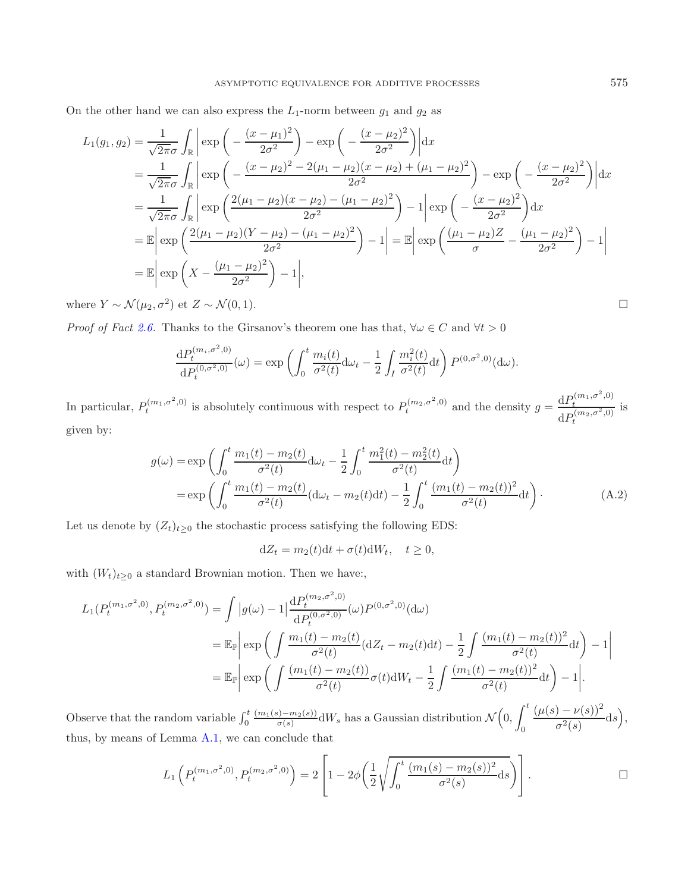On the other hand we can also express the $L_1$-norm between $g_1$ and $g_2$ as

$$
\begin{aligned}
L_1(g_1,g_2) &= \frac{1}{\sqrt{2\pi}\sigma}\int_{\mathbb{R}}\bigg|\exp\bigg(-\frac{(x-\mu_1)^2}{2\sigma^2}\bigg)-\exp\bigg(-\frac{(x-\mu_2)^2}{2\sigma^2}\bigg)\bigg|\mathrm{d}x\\
&= \frac{1}{\sqrt{2\pi}\sigma}\int_{\mathbb{R}}\bigg|\exp\bigg(-\frac{(x-\mu_2)^2-2(\mu_1-\mu_2)(x-\mu_2)+(\mu_1-\mu_2)^2}{2\sigma^2}\bigg)-\exp\bigg(-\frac{(x-\mu_2)^2}{2\sigma^2}\bigg)\bigg|\mathrm{d}x\\
&= \frac{1}{\sqrt{2\pi}\sigma}\int_{\mathbb{R}}\bigg|\exp\bigg(\frac{2(\mu_1-\mu_2)(x-\mu_2)-(\mu_1-\mu_2)^2}{2\sigma^2}\bigg)-1\bigg|\exp\bigg(-\frac{(x-\mu_2)^2}{2\sigma^2}\bigg)\mathrm{d}x\\
&= \mathbb{E}\bigg|\exp\bigg(\frac{2(\mu_1-\mu_2)(Y-\mu_2)-(\mu_1-\mu_2)^2}{2\sigma^2}\bigg)-1\bigg| = \mathbb{E}\bigg|\exp\bigg(\frac{(\mu_1-\mu_2)Z}{\sigma}-\frac{(\mu_1-\mu_2)^2}{2\sigma^2}\bigg)-1\bigg|\\
&= \mathbb{E}\bigg|\exp\bigg(X-\frac{(\mu_1-\mu_2)^2}{2\sigma^2}\bigg)-1\bigg|,
\end{aligned}
$$

where $Y\sim\mathcal{N}(\mu_2,\sigma^2)$ et $Z\sim\mathcal{N}(0,1)$. □

*Proof of Fact 2.6.* Thanks to the Girsanov's theorem one has that, $\forall\omega\in C$ and $\forall t>0$

$$
\frac{\mathrm{d}P_t^{(m_i,\sigma^2,0)}}{\mathrm{d}P_t^{(0,\sigma^2,0)}}(\omega)=\exp\bigg(\int_0^t\frac{m_i(t)}{\sigma^2(t)}\mathrm{d}\omega_t-\frac{1}{2}\int_I\frac{m_i^2(t)}{\sigma^2(t)}\mathrm{d}t\bigg)\,P^{(0,\sigma^2,0)}(\mathrm{d}\omega).
$$

In particular, $P_t^{(m_1,\sigma^2,0)}$ is absolutely continuous with respect to $P_t^{(m_2,\sigma^2,0)}$ and the density $g=\frac{\mathrm{d}P_t^{(m_1,\sigma^2,0)}}{\mathrm{d}P_t^{(m_2,\sigma^2,0)}}$ is given by:

$$
\begin{aligned}
g(\omega) &= \exp\bigg(\int_0^t\frac{m_1(t)-m_2(t)}{\sigma^2(t)}\mathrm{d}\omega_t-\frac{1}{2}\int_0^t\frac{m_1^2(t)-m_2^2(t)}{\sigma^2(t)}\mathrm{d}t\bigg)\\
&= \exp\bigg(\int_0^t\frac{m_1(t)-m_2(t)}{\sigma^2(t)}(\mathrm{d}\omega_t-m_2(t)\mathrm{d}t)-\frac{1}{2}\int_0^t\frac{(m_1(t)-m_2(t))^2}{\sigma^2(t)}\mathrm{d}t\bigg). \qquad \text{(A.2)}
\end{aligned}
$$

Let us denote by $(Z_t)_{t\geq 0}$ the stochastic process satisfying the following EDS:

$$
\mathrm{d}Z_t=m_2(t)\mathrm{d}t+\sigma(t)\mathrm{d}W_t,\quad t\geq 0,
$$

with $(W_t)_{t\geq0}$ a standard Brownian motion. Then we have:,

$$
\begin{aligned}
L_1(P_t^{(m_1,\sigma^2,0)},P_t^{(m_2,\sigma^2,0)}) &= \int\big|g(\omega)-1\big|\frac{\mathrm{d}P_t^{(m_2,\sigma^2,0)}}{\mathrm{d}P_t^{(0,\sigma^2,0)}}(\omega)P^{(0,\sigma^2,0)}(\mathrm{d}\omega)\\
&= \mathbb{E}_{\mathbb{P}}\bigg|\exp\bigg(\int\frac{m_1(t)-m_2(t)}{\sigma^2(t)}(\mathrm{d}Z_t-m_2(t)\mathrm{d}t)-\frac{1}{2}\int\frac{(m_1(t)-m_2(t))^2}{\sigma^2(t)}\mathrm{d}t\bigg)-1\bigg|\\
&= \mathbb{E}_{\mathbb{P}}\bigg|\exp\bigg(\int\frac{(m_1(t)-m_2(t))}{\sigma^2(t)}\sigma(t)\mathrm{d}W_t-\frac{1}{2}\int\frac{(m_1(t)-m_2(t))^2}{\sigma^2(t)}\mathrm{d}t\bigg)-1\bigg|.
\end{aligned}
$$

Observe that the random variable $\int_0^t\frac{(m_1(s)-m_2(s))}{\sigma(s)}\mathrm{d}W_s$ has a Gaussian distribution $\mathcal{N}\Big(0,\int_0^t\frac{(\mu(s)-\nu(s))^2}{\sigma^2(s)}\mathrm{d}s\Big)$, thus, by means of Lemma A.1, we can conclude that

$$
L_1\Big(P_t^{(m_1,\sigma^2,0)},P_t^{(m_2,\sigma^2,0)}\Big)=2\left[1-2\phi\bigg(\frac{1}{2}\sqrt{\int_0^t\frac{(m_1(s)-m_2(s))^2}{\sigma^2(s)}\mathrm{d}s}\bigg)\right].
$$

□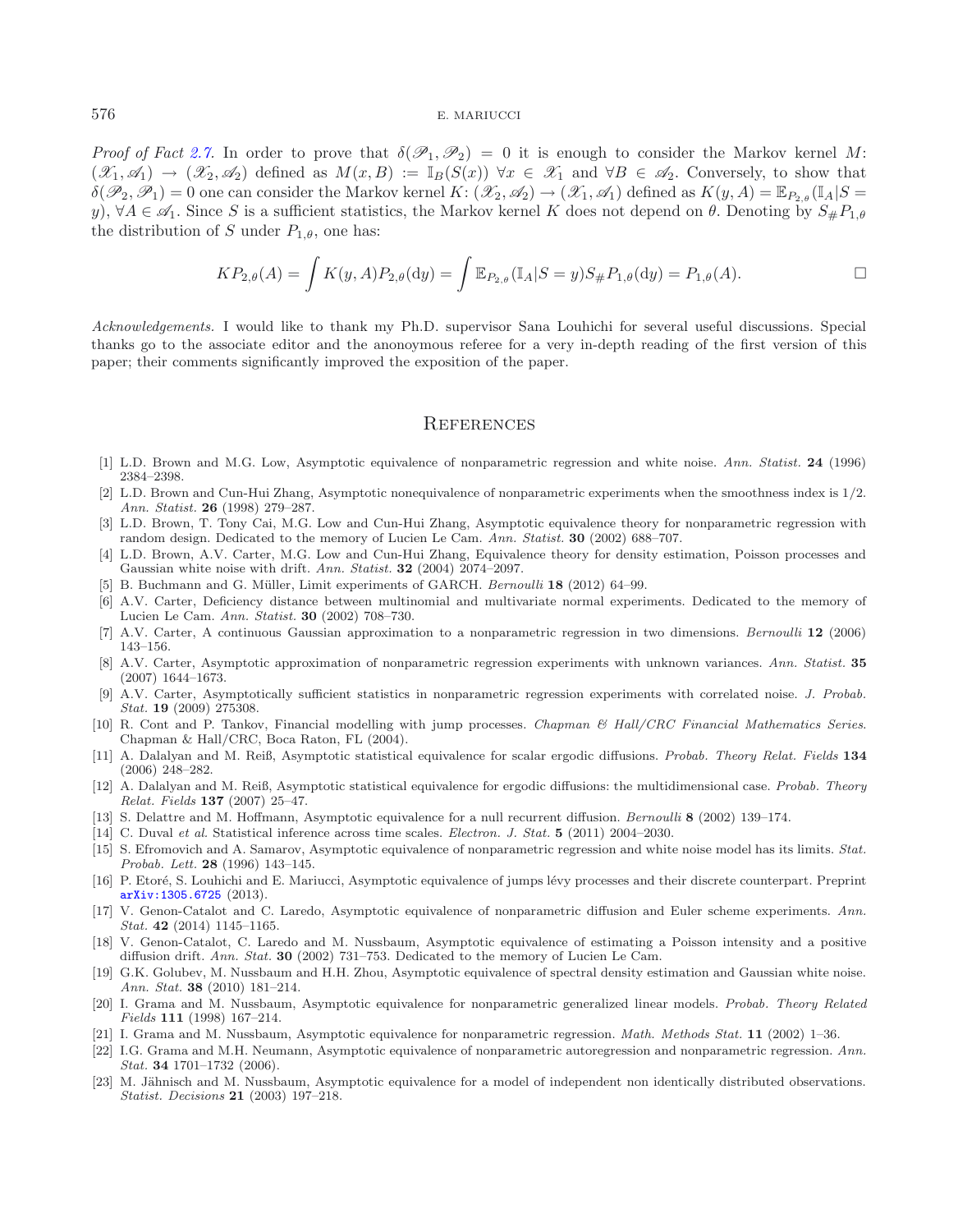*Proof of Fact 2.7.* In order to prove that $\delta(\mathscr{P}_1, \mathscr{P}_2) = 0$ it is enough to consider the Markov kernel $M$: $(\mathscr{X}_1, \mathscr{A}_1) \to (\mathscr{X}_2, \mathscr{A}_2)$ defined as $M(x, B) := \mathbb{I}_B(S(x))$ $\forall x \in \mathscr{X}_1$ and $\forall B \in \mathscr{A}_2$. Conversely, to show that $\delta(\mathscr{P}_2, \mathscr{P}_1) = 0$ one can consider the Markov kernel $K$: $(\mathscr{X}_2, \mathscr{A}_2) \to (\mathscr{X}_1, \mathscr{A}_1)$ defined as $K(y, A) = \mathbb{E}_{P_{2,\theta}}(\mathbb{I}_A | S = y)$, $\forall A \in \mathscr{A}_1$. Since $S$ is a sufficient statistics, the Markov kernel $K$ does not depend on $\theta$. Denoting by $S_\# P_{1,\theta}$ the distribution of $S$ under $P_{1,\theta}$, one has:

$$KP_{2,\theta}(A) = \int K(y, A) P_{2,\theta}(\mathrm{d}y) = \int \mathbb{E}_{P_{2,\theta}}(\mathbb{I}_A | S = y) S_\# P_{1,\theta}(\mathrm{d}y) = P_{1,\theta}(A). \qquad \square$$

*Acknowledgements.* I would like to thank my Ph.D. supervisor Sana Louhichi for several useful discussions. Special thanks go to the associate editor and the anonoymous referee for a very in-depth reading of the first version of this paper; their comments significantly improved the exposition of the paper.

## References

[1] L.D. Brown and M.G. Low, Asymptotic equivalence of nonparametric regression and white noise. *Ann. Statist.* **24** (1996) 2384–2398.

[2] L.D. Brown and Cun-Hui Zhang, Asymptotic nonequivalence of nonparametric experiments when the smoothness index is 1/2. *Ann. Statist.* **26** (1998) 279–287.

[3] L.D. Brown, T. Tony Cai, M.G. Low and Cun-Hui Zhang, Asymptotic equivalence theory for nonparametric regression with random design. Dedicated to the memory of Lucien Le Cam. *Ann. Statist.* **30** (2002) 688–707.

[4] L.D. Brown, A.V. Carter, M.G. Low and Cun-Hui Zhang, Equivalence theory for density estimation, Poisson processes and Gaussian white noise with drift. *Ann. Statist.* **32** (2004) 2074–2097.

[5] B. Buchmann and G. Müller, Limit experiments of GARCH. *Bernoulli* **18** (2012) 64–99.

[6] A.V. Carter, Deficiency distance between multinomial and multivariate normal experiments. Dedicated to the memory of Lucien Le Cam. *Ann. Statist.* **30** (2002) 708–730.

[7] A.V. Carter, A continuous Gaussian approximation to a nonparametric regression in two dimensions. *Bernoulli* **12** (2006) 143–156.

[8] A.V. Carter, Asymptotic approximation of nonparametric regression experiments with unknown variances. *Ann. Statist.* **35** (2007) 1644–1673.

[9] A.V. Carter, Asymptotically sufficient statistics in nonparametric regression experiments with correlated noise. *J. Probab. Stat.* **19** (2009) 275308.

[10] R. Cont and P. Tankov, Financial modelling with jump processes. *Chapman & Hall/CRC Financial Mathematics Series*. Chapman & Hall/CRC, Boca Raton, FL (2004).

[11] A. Dalalyan and M. Reiß, Asymptotic statistical equivalence for scalar ergodic diffusions. *Probab. Theory Relat. Fields* **134** (2006) 248–282.

[12] A. Dalalyan and M. Reiß, Asymptotic statistical equivalence for ergodic diffusions: the multidimensional case. *Probab. Theory Relat. Fields* **137** (2007) 25–47.

[13] S. Delattre and M. Hoffmann, Asymptotic equivalence for a null recurrent diffusion. *Bernoulli* **8** (2002) 139–174.

[14] C. Duval *et al.* Statistical inference across time scales. *Electron. J. Stat.* **5** (2011) 2004–2030.

[15] S. Efromovich and A. Samarov, Asymptotic equivalence of nonparametric regression and white noise model has its limits. *Stat. Probab. Lett.* **28** (1996) 143–145.

[16] P. Etoré, S. Louhichi and E. Mariucci, Asymptotic equivalence of jumps lévy processes and their discrete counterpart. Preprint arXiv:1305.6725 (2013).

[17] V. Genon-Catalot and C. Laredo, Asymptotic equivalence of nonparametric diffusion and Euler scheme experiments. *Ann. Stat.* **42** (2014) 1145–1165.

[18] V. Genon-Catalot, C. Laredo and M. Nussbaum, Asymptotic equivalence of estimating a Poisson intensity and a positive diffusion drift. *Ann. Stat.* **30** (2002) 731–753. Dedicated to the memory of Lucien Le Cam.

[19] G.K. Golubev, M. Nussbaum and H.H. Zhou, Asymptotic equivalence of spectral density estimation and Gaussian white noise. *Ann. Stat.* **38** (2010) 181–214.

[20] I. Grama and M. Nussbaum, Asymptotic equivalence for nonparametric generalized linear models. *Probab. Theory Related Fields* **111** (1998) 167–214.

[21] I. Grama and M. Nussbaum, Asymptotic equivalence for nonparametric regression. *Math. Methods Stat.* **11** (2002) 1–36.

[22] I.G. Grama and M.H. Neumann, Asymptotic equivalence of nonparametric autoregression and nonparametric regression. *Ann. Stat.* **34** 1701–1732 (2006).

[23] M. Jähnisch and M. Nussbaum, Asymptotic equivalence for a model of independent non identically distributed observations. *Statist. Decisions* **21** (2003) 197–218.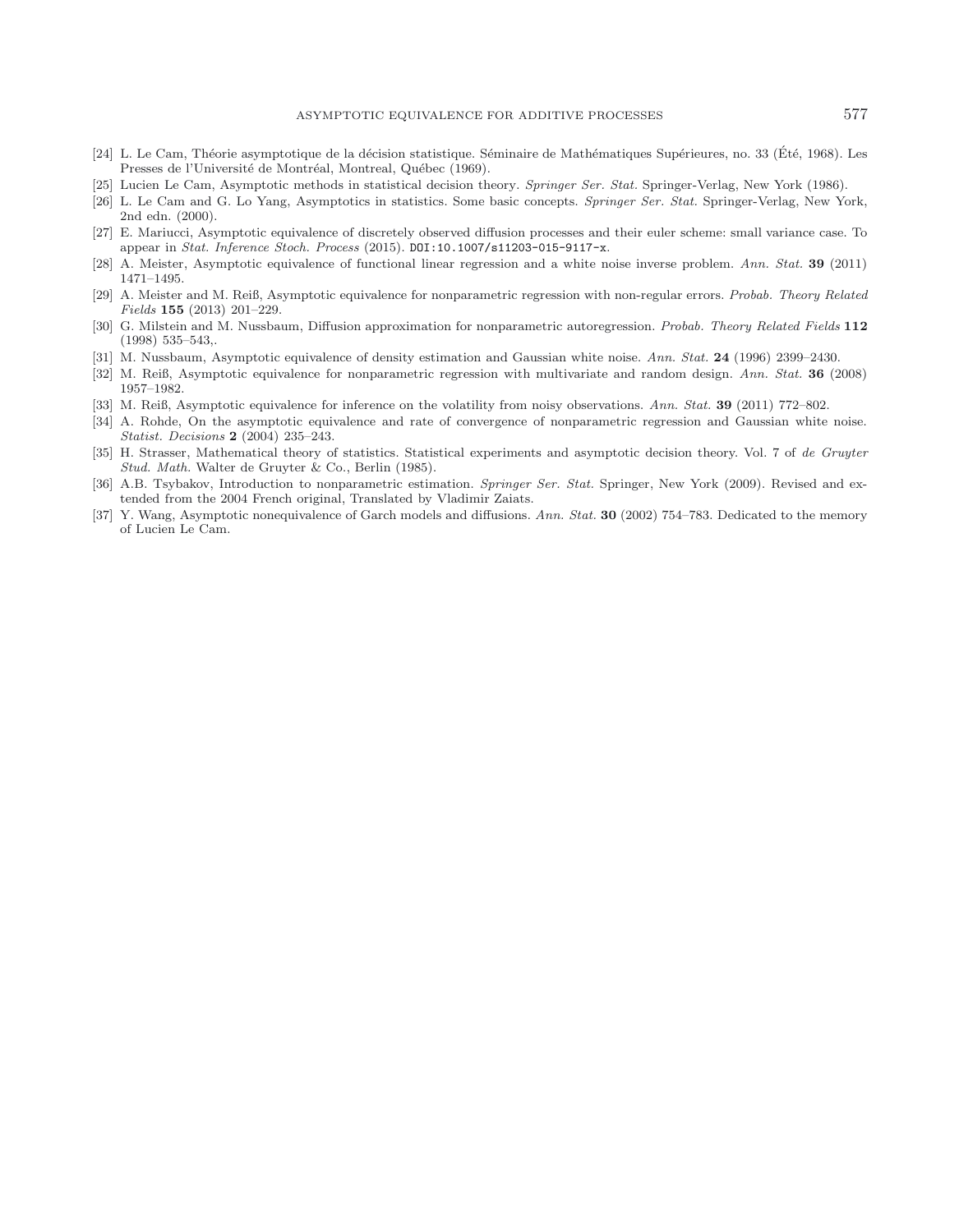[24] L. Le Cam, Théorie asymptotique de la décision statistique. Séminaire de Mathématiques Supérieures, no. 33 (Été, 1968). Les Presses de l'Université de Montréal, Montreal, Québec (1969).

[25] Lucien Le Cam, Asymptotic methods in statistical decision theory. *Springer Ser. Stat.* Springer-Verlag, New York (1986).

[26] L. Le Cam and G. Lo Yang, Asymptotics in statistics. Some basic concepts. *Springer Ser. Stat.* Springer-Verlag, New York, 2nd edn. (2000).

[27] E. Mariucci, Asymptotic equivalence of discretely observed diffusion processes and their euler scheme: small variance case. To appear in *Stat. Inference Stoch. Process* (2015). DOI:10.1007/s11203-015-9117-x.

[28] A. Meister, Asymptotic equivalence of functional linear regression and a white noise inverse problem. *Ann. Stat.* **39** (2011) 1471–1495.

[29] A. Meister and M. Reiß, Asymptotic equivalence for nonparametric regression with non-regular errors. *Probab. Theory Related Fields* **155** (2013) 201–229.

[30] G. Milstein and M. Nussbaum, Diffusion approximation for nonparametric autoregression. *Probab. Theory Related Fields* **112** (1998) 535–543,.

[31] M. Nussbaum, Asymptotic equivalence of density estimation and Gaussian white noise. *Ann. Stat.* **24** (1996) 2399–2430.

[32] M. Reiß, Asymptotic equivalence for nonparametric regression with multivariate and random design. *Ann. Stat.* **36** (2008) 1957–1982.

[33] M. Reiß, Asymptotic equivalence for inference on the volatility from noisy observations. *Ann. Stat.* **39** (2011) 772–802.

[34] A. Rohde, On the asymptotic equivalence and rate of convergence of nonparametric regression and Gaussian white noise. *Statist. Decisions* **2** (2004) 235–243.

[35] H. Strasser, Mathematical theory of statistics. Statistical experiments and asymptotic decision theory. Vol. 7 of *de Gruyter Stud. Math.* Walter de Gruyter & Co., Berlin (1985).

[36] A.B. Tsybakov, Introduction to nonparametric estimation. *Springer Ser. Stat.* Springer, New York (2009). Revised and extended from the 2004 French original, Translated by Vladimir Zaiats.

[37] Y. Wang, Asymptotic nonequivalence of Garch models and diffusions. *Ann. Stat.* **30** (2002) 754–783. Dedicated to the memory of Lucien Le Cam.